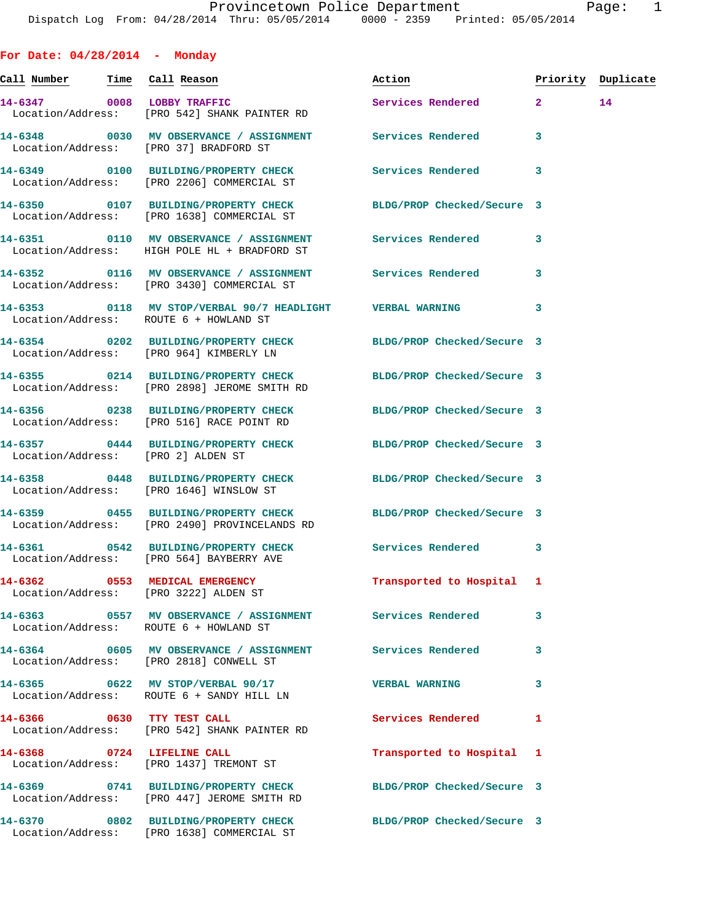Provincetown Police Department
Dispatch Log From: 04/28/2014 Thru: 05/05/2014 0000 - 2359 Printed: 05/05/2014

## For Date: 04/28/2014 - Monday

| Call Number | Time | Call Reason | Action | Priority | Duplicate |
|---|---|---|---|---|---|
| 14-6347 | 0008 | LOBBY TRAFFIC | Services Rendered | 2 | 14 |
| Location/Address: | | [PRO 542] SHANK PAINTER RD | | | |
| 14-6348 | 0030 | MV OBSERVANCE / ASSIGNMENT | Services Rendered | 3 | |
| Location/Address: | | [PRO 37] BRADFORD ST | | | |
| 14-6349 | 0100 | BUILDING/PROPERTY CHECK | Services Rendered | 3 | |
| Location/Address: | | [PRO 2206] COMMERCIAL ST | | | |
| 14-6350 | 0107 | BUILDING/PROPERTY CHECK | BLDG/PROP Checked/Secure | 3 | |
| Location/Address: | | [PRO 1638] COMMERCIAL ST | | | |
| 14-6351 | 0110 | MV OBSERVANCE / ASSIGNMENT | Services Rendered | 3 | |
| Location/Address: | | HIGH POLE HL + BRADFORD ST | | | |
| 14-6352 | 0116 | MV OBSERVANCE / ASSIGNMENT | Services Rendered | 3 | |
| Location/Address: | | [PRO 3430] COMMERCIAL ST | | | |
| 14-6353 | 0118 | MV STOP/VERBAL 90/7 HEADLIGHT | VERBAL WARNING | 3 | |
| Location/Address: | | ROUTE 6 + HOWLAND ST | | | |
| 14-6354 | 0202 | BUILDING/PROPERTY CHECK | BLDG/PROP Checked/Secure | 3 | |
| Location/Address: | | [PRO 964] KIMBERLY LN | | | |
| 14-6355 | 0214 | BUILDING/PROPERTY CHECK | BLDG/PROP Checked/Secure | 3 | |
| Location/Address: | | [PRO 2898] JEROME SMITH RD | | | |
| 14-6356 | 0238 | BUILDING/PROPERTY CHECK | BLDG/PROP Checked/Secure | 3 | |
| Location/Address: | | [PRO 516] RACE POINT RD | | | |
| 14-6357 | 0444 | BUILDING/PROPERTY CHECK | BLDG/PROP Checked/Secure | 3 | |
| Location/Address: | | [PRO 2] ALDEN ST | | | |
| 14-6358 | 0448 | BUILDING/PROPERTY CHECK | BLDG/PROP Checked/Secure | 3 | |
| Location/Address: | | [PRO 1646] WINSLOW ST | | | |
| 14-6359 | 0455 | BUILDING/PROPERTY CHECK | BLDG/PROP Checked/Secure | 3 | |
| Location/Address: | | [PRO 2490] PROVINCELANDS RD | | | |
| 14-6361 | 0542 | BUILDING/PROPERTY CHECK | Services Rendered | 3 | |
| Location/Address: | | [PRO 564] BAYBERRY AVE | | | |
| 14-6362 | 0553 | MEDICAL EMERGENCY | Transported to Hospital | 1 | |
| Location/Address: | | [PRO 3222] ALDEN ST | | | |
| 14-6363 | 0557 | MV OBSERVANCE / ASSIGNMENT | Services Rendered | 3 | |
| Location/Address: | | ROUTE 6 + HOWLAND ST | | | |
| 14-6364 | 0605 | MV OBSERVANCE / ASSIGNMENT | Services Rendered | 3 | |
| Location/Address: | | [PRO 2818] CONWELL ST | | | |
| 14-6365 | 0622 | MV STOP/VERBAL 90/17 | VERBAL WARNING | 3 | |
| Location/Address: | | ROUTE 6 + SANDY HILL LN | | | |
| 14-6366 | 0630 | TTY TEST CALL | Services Rendered | 1 | |
| Location/Address: | | [PRO 542] SHANK PAINTER RD | | | |
| 14-6368 | 0724 | LIFELINE CALL | Transported to Hospital | 1 | |
| Location/Address: | | [PRO 1437] TREMONT ST | | | |
| 14-6369 | 0741 | BUILDING/PROPERTY CHECK | BLDG/PROP Checked/Secure | 3 | |
| Location/Address: | | [PRO 447] JEROME SMITH RD | | | |
| 14-6370 | 0802 | BUILDING/PROPERTY CHECK | BLDG/PROP Checked/Secure | 3 | |
| Location/Address: | | [PRO 1638] COMMERCIAL ST | | | |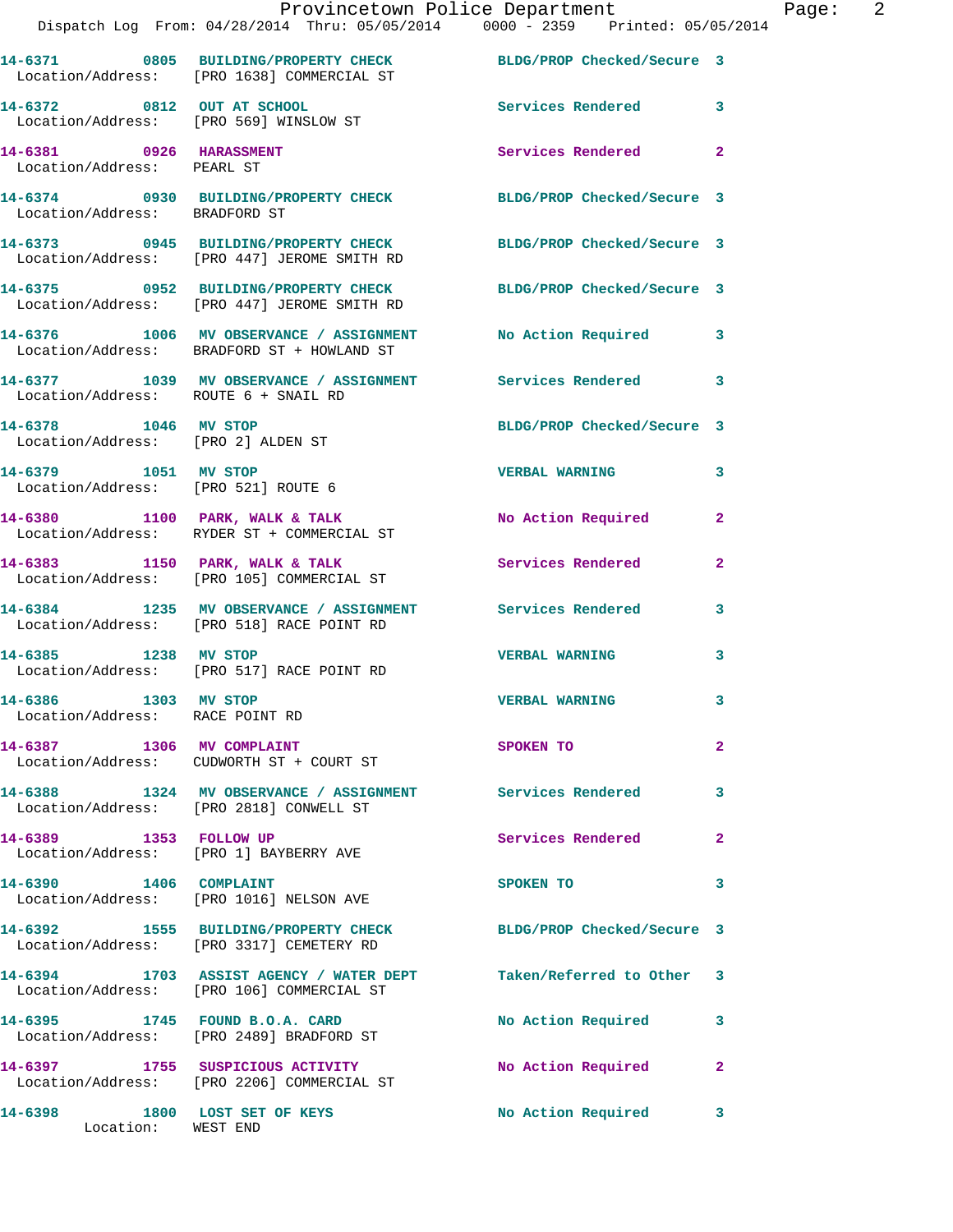14-6371 0805 BUILDING/PROPERTY CHECK BLDG/PROP Checked/Secure 3
Location/Address: [PRO 1638] COMMERCIAL ST

14-6372 0812 OUT AT SCHOOL Services Rendered 3
Location/Address: [PRO 569] WINSLOW ST

14-6381 0926 HARASSMENT Services Rendered 2
Location/Address: PEARL ST

14-6374 0930 BUILDING/PROPERTY CHECK BLDG/PROP Checked/Secure 3
Location/Address: BRADFORD ST

14-6373 0945 BUILDING/PROPERTY CHECK BLDG/PROP Checked/Secure 3
Location/Address: [PRO 447] JEROME SMITH RD

14-6375 0952 BUILDING/PROPERTY CHECK BLDG/PROP Checked/Secure 3
Location/Address: [PRO 447] JEROME SMITH RD

14-6376 1006 MV OBSERVANCE / ASSIGNMENT No Action Required 3
Location/Address: BRADFORD ST + HOWLAND ST

14-6377 1039 MV OBSERVANCE / ASSIGNMENT Services Rendered 3
Location/Address: ROUTE 6 + SNAIL RD

14-6378 1046 MV STOP BLDG/PROP Checked/Secure 3
Location/Address: [PRO 2] ALDEN ST

14-6379 1051 MV STOP VERBAL WARNING 3
Location/Address: [PRO 521] ROUTE 6

14-6380 1100 PARK, WALK & TALK No Action Required 2
Location/Address: RYDER ST + COMMERCIAL ST

14-6383 1150 PARK, WALK & TALK Services Rendered 2
Location/Address: [PRO 105] COMMERCIAL ST

14-6384 1235 MV OBSERVANCE / ASSIGNMENT Services Rendered 3
Location/Address: [PRO 518] RACE POINT RD

14-6385 1238 MV STOP VERBAL WARNING 3
Location/Address: [PRO 517] RACE POINT RD

14-6386 1303 MV STOP VERBAL WARNING 3
Location/Address: RACE POINT RD

14-6387 1306 MV COMPLAINT SPOKEN TO 2
Location/Address: CUDWORTH ST + COURT ST

14-6388 1324 MV OBSERVANCE / ASSIGNMENT Services Rendered 3
Location/Address: [PRO 2818] CONWELL ST

14-6389 1353 FOLLOW UP Services Rendered 2
Location/Address: [PRO 1] BAYBERRY AVE

14-6390 1406 COMPLAINT SPOKEN TO 3
Location/Address: [PRO 1016] NELSON AVE

14-6392 1555 BUILDING/PROPERTY CHECK BLDG/PROP Checked/Secure 3
Location/Address: [PRO 3317] CEMETERY RD

14-6394 1703 ASSIST AGENCY / WATER DEPT Taken/Referred to Other 3
Location/Address: [PRO 106] COMMERCIAL ST

14-6395 1745 FOUND B.O.A. CARD No Action Required 3
Location/Address: [PRO 2489] BRADFORD ST

14-6397 1755 SUSPICIOUS ACTIVITY No Action Required 2
Location/Address: [PRO 2206] COMMERCIAL ST

14-6398 1800 LOST SET OF KEYS No Action Required 3
Location: WEST END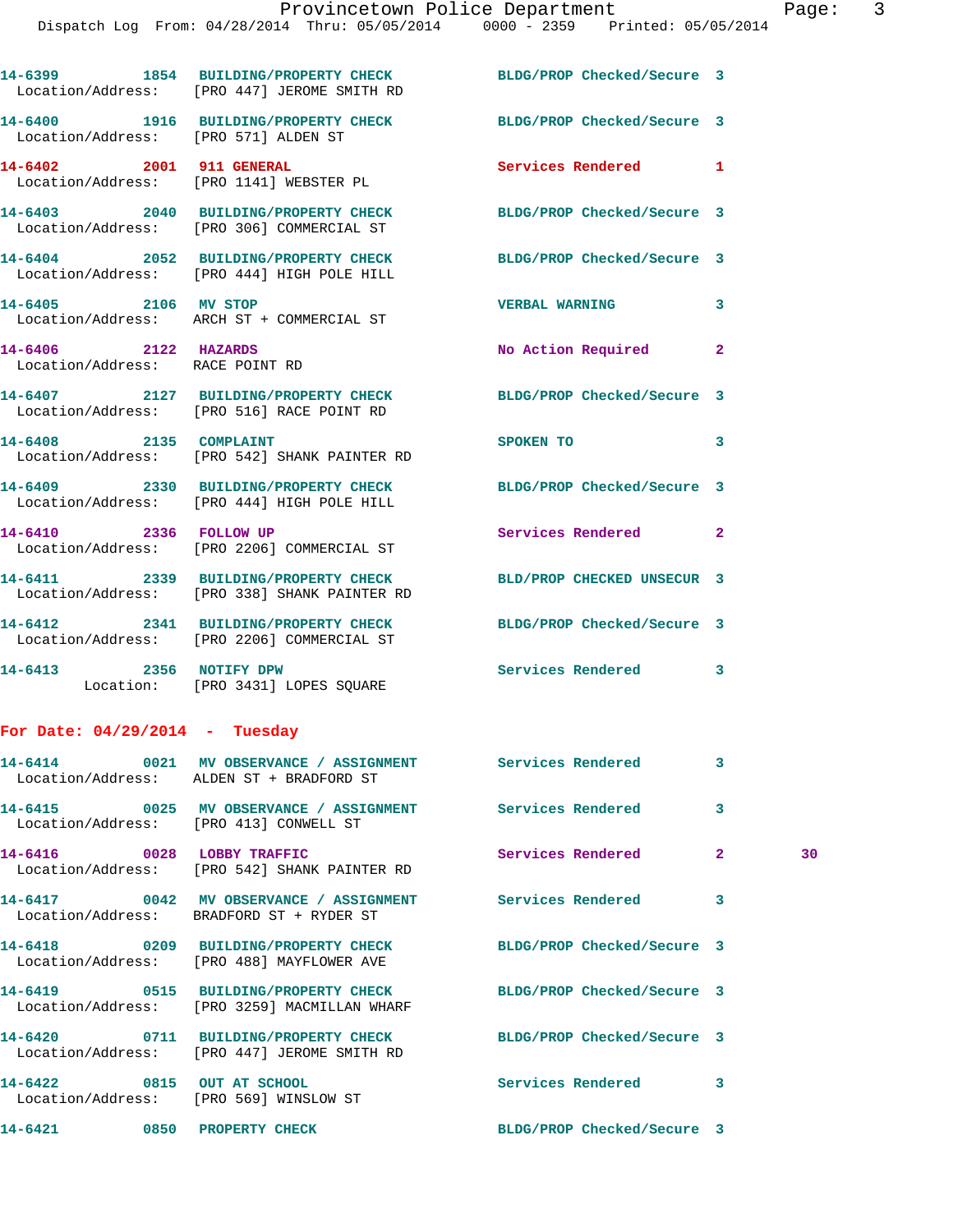14-6399 1854 BUILDING/PROPERTY CHECK BLDG/PROP Checked/Secure 3
Location/Address: [PRO 447] JEROME SMITH RD

14-6400 1916 BUILDING/PROPERTY CHECK BLDG/PROP Checked/Secure 3
Location/Address: [PRO 571] ALDEN ST

14-6402 2001 911 GENERAL Services Rendered 1
Location/Address: [PRO 1141] WEBSTER PL

14-6403 2040 BUILDING/PROPERTY CHECK BLDG/PROP Checked/Secure 3
Location/Address: [PRO 306] COMMERCIAL ST

14-6404 2052 BUILDING/PROPERTY CHECK BLDG/PROP Checked/Secure 3
Location/Address: [PRO 444] HIGH POLE HILL

14-6405 2106 MV STOP VERBAL WARNING 3
Location/Address: ARCH ST + COMMERCIAL ST

14-6406 2122 HAZARDS No Action Required 2
Location/Address: RACE POINT RD

14-6407 2127 BUILDING/PROPERTY CHECK BLDG/PROP Checked/Secure 3
Location/Address: [PRO 516] RACE POINT RD

14-6408 2135 COMPLAINT SPOKEN TO 3
Location/Address: [PRO 542] SHANK PAINTER RD

14-6409 2330 BUILDING/PROPERTY CHECK BLDG/PROP Checked/Secure 3
Location/Address: [PRO 444] HIGH POLE HILL

14-6410 2336 FOLLOW UP Services Rendered 2
Location/Address: [PRO 2206] COMMERCIAL ST

14-6411 2339 BUILDING/PROPERTY CHECK BLD/PROP CHECKED UNSECUR 3
Location/Address: [PRO 338] SHANK PAINTER RD

14-6412 2341 BUILDING/PROPERTY CHECK BLDG/PROP Checked/Secure 3
Location/Address: [PRO 2206] COMMERCIAL ST

14-6413 2356 NOTIFY DPW Services Rendered 3
Location: [PRO 3431] LOPES SQUARE

## For Date: 04/29/2014 - Tuesday

14-6414 0021 MV OBSERVANCE / ASSIGNMENT Services Rendered 3
Location/Address: ALDEN ST + BRADFORD ST

14-6415 0025 MV OBSERVANCE / ASSIGNMENT Services Rendered 3
Location/Address: [PRO 413] CONWELL ST

14-6416 0028 LOBBY TRAFFIC Services Rendered 2 30
Location/Address: [PRO 542] SHANK PAINTER RD

14-6417 0042 MV OBSERVANCE / ASSIGNMENT Services Rendered 3
Location/Address: BRADFORD ST + RYDER ST

14-6418 0209 BUILDING/PROPERTY CHECK BLDG/PROP Checked/Secure 3
Location/Address: [PRO 488] MAYFLOWER AVE

14-6419 0515 BUILDING/PROPERTY CHECK BLDG/PROP Checked/Secure 3
Location/Address: [PRO 3259] MACMILLAN WHARF

14-6420 0711 BUILDING/PROPERTY CHECK BLDG/PROP Checked/Secure 3
Location/Address: [PRO 447] JEROME SMITH RD

14-6422 0815 OUT AT SCHOOL Services Rendered 3
Location/Address: [PRO 569] WINSLOW ST

14-6421 0850 PROPERTY CHECK BLDG/PROP Checked/Secure 3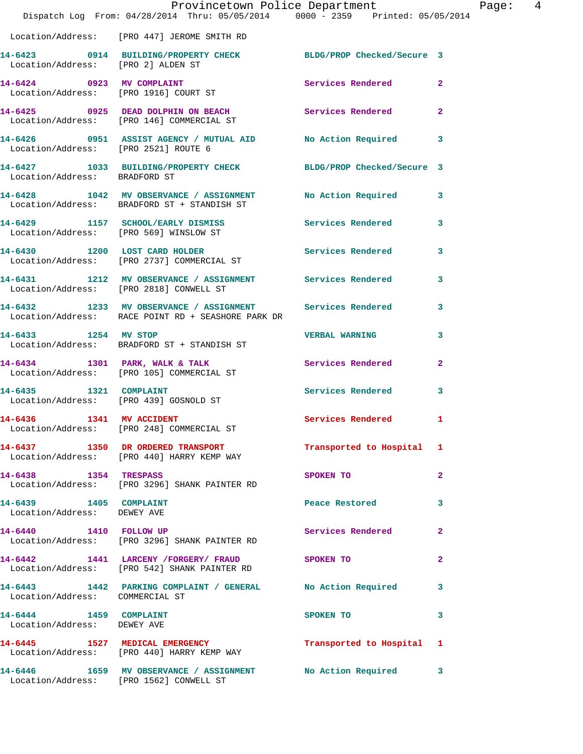Location/Address: [PRO 447] JEROME SMITH RD

**14-6423** 0914 **BUILDING/PROPERTY CHECK** BLDG/PROP Checked/Secure 3
Location/Address: [PRO 2] ALDEN ST

**14-6424** 0923 **MV COMPLAINT** Services Rendered 2
Location/Address: [PRO 1916] COURT ST

**14-6425** 0925 **DEAD DOLPHIN ON BEACH** Services Rendered 2
Location/Address: [PRO 146] COMMERCIAL ST

**14-6426** 0951 **ASSIST AGENCY / MUTUAL AID** No Action Required 3
Location/Address: [PRO 2521] ROUTE 6

**14-6427** 1033 **BUILDING/PROPERTY CHECK** BLDG/PROP Checked/Secure 3
Location/Address: BRADFORD ST

**14-6428** 1042 **MV OBSERVANCE / ASSIGNMENT** No Action Required 3
Location/Address: BRADFORD ST + STANDISH ST

**14-6429** 1157 **SCHOOL/EARLY DISMISS** Services Rendered 3
Location/Address: [PRO 569] WINSLOW ST

**14-6430** 1200 **LOST CARD HOLDER** Services Rendered 3
Location/Address: [PRO 2737] COMMERCIAL ST

**14-6431** 1212 **MV OBSERVANCE / ASSIGNMENT** Services Rendered 3
Location/Address: [PRO 2818] CONWELL ST

**14-6432** 1233 **MV OBSERVANCE / ASSIGNMENT** Services Rendered 3
Location/Address: RACE POINT RD + SEASHORE PARK DR

**14-6433** 1254 **MV STOP** VERBAL WARNING 3
Location/Address: BRADFORD ST + STANDISH ST

**14-6434** 1301 **PARK, WALK & TALK** Services Rendered 2
Location/Address: [PRO 105] COMMERCIAL ST

**14-6435** 1321 **COMPLAINT** Services Rendered 3
Location/Address: [PRO 439] GOSNOLD ST

**14-6436** 1341 **MV ACCIDENT** Services Rendered 1
Location/Address: [PRO 248] COMMERCIAL ST

**14-6437** 1350 **DR ORDERED TRANSPORT** Transported to Hospital 1
Location/Address: [PRO 440] HARRY KEMP WAY

**14-6438** 1354 **TRESPASS** SPOKEN TO 2
Location/Address: [PRO 3296] SHANK PAINTER RD

**14-6439** 1405 **COMPLAINT** Peace Restored 3
Location/Address: DEWEY AVE

**14-6440** 1410 **FOLLOW UP** Services Rendered 2
Location/Address: [PRO 3296] SHANK PAINTER RD

**14-6442** 1441 **LARCENY /FORGERY/ FRAUD** SPOKEN TO 2
Location/Address: [PRO 542] SHANK PAINTER RD

**14-6443** 1442 **PARKING COMPLAINT / GENERAL** No Action Required 3
Location/Address: COMMERCIAL ST

**14-6444** 1459 **COMPLAINT** SPOKEN TO 3
Location/Address: DEWEY AVE

**14-6445** 1527 **MEDICAL EMERGENCY** Transported to Hospital 1
Location/Address: [PRO 440] HARRY KEMP WAY

**14-6446** 1659 **MV OBSERVANCE / ASSIGNMENT** No Action Required 3
Location/Address: [PRO 1562] CONWELL ST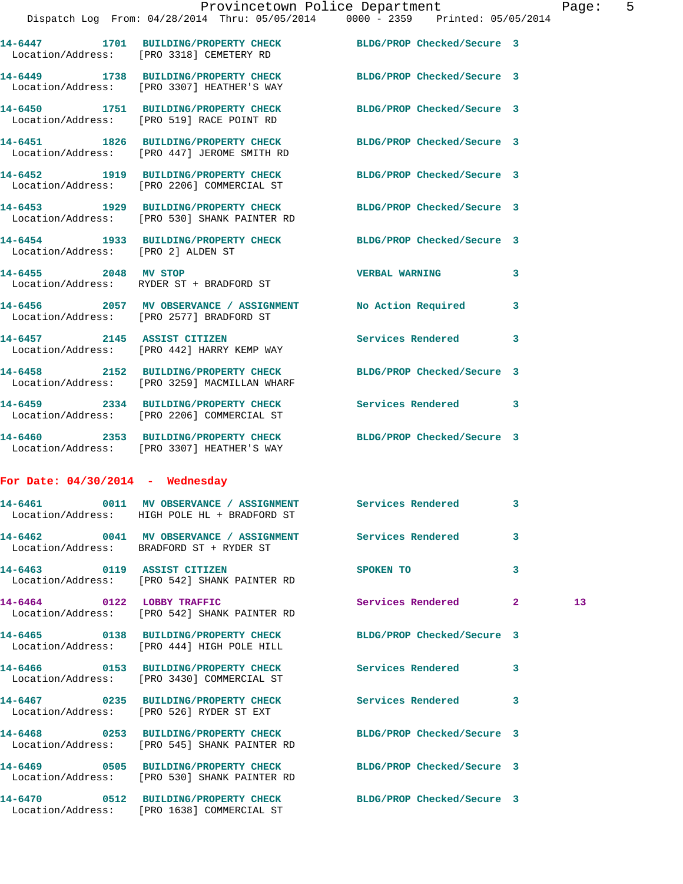14-6447 1701 BUILDING/PROPERTY CHECK BLDG/PROP Checked/Secure 3
Location/Address: [PRO 3318] CEMETERY RD

14-6449 1738 BUILDING/PROPERTY CHECK BLDG/PROP Checked/Secure 3
Location/Address: [PRO 3307] HEATHER'S WAY

14-6450 1751 BUILDING/PROPERTY CHECK BLDG/PROP Checked/Secure 3
Location/Address: [PRO 519] RACE POINT RD

14-6451 1826 BUILDING/PROPERTY CHECK BLDG/PROP Checked/Secure 3
Location/Address: [PRO 447] JEROME SMITH RD

14-6452 1919 BUILDING/PROPERTY CHECK BLDG/PROP Checked/Secure 3
Location/Address: [PRO 2206] COMMERCIAL ST

14-6453 1929 BUILDING/PROPERTY CHECK BLDG/PROP Checked/Secure 3
Location/Address: [PRO 530] SHANK PAINTER RD

14-6454 1933 BUILDING/PROPERTY CHECK BLDG/PROP Checked/Secure 3
Location/Address: [PRO 2] ALDEN ST

14-6455 2048 MV STOP VERBAL WARNING 3
Location/Address: RYDER ST + BRADFORD ST

14-6456 2057 MV OBSERVANCE / ASSIGNMENT No Action Required 3
Location/Address: [PRO 2577] BRADFORD ST

14-6457 2145 ASSIST CITIZEN Services Rendered 3
Location/Address: [PRO 442] HARRY KEMP WAY

14-6458 2152 BUILDING/PROPERTY CHECK BLDG/PROP Checked/Secure 3
Location/Address: [PRO 3259] MACMILLAN WHARF

14-6459 2334 BUILDING/PROPERTY CHECK Services Rendered 3
Location/Address: [PRO 2206] COMMERCIAL ST

14-6460 2353 BUILDING/PROPERTY CHECK BLDG/PROP Checked/Secure 3
Location/Address: [PRO 3307] HEATHER'S WAY

## For Date: 04/30/2014 - Wednesday

14-6461 0011 MV OBSERVANCE / ASSIGNMENT Services Rendered 3
Location/Address: HIGH POLE HL + BRADFORD ST

14-6462 0041 MV OBSERVANCE / ASSIGNMENT Services Rendered 3
Location/Address: BRADFORD ST + RYDER ST

14-6463 0119 ASSIST CITIZEN SPOKEN TO 3
Location/Address: [PRO 542] SHANK PAINTER RD

14-6464 0122 LOBBY TRAFFIC Services Rendered 2 13
Location/Address: [PRO 542] SHANK PAINTER RD

14-6465 0138 BUILDING/PROPERTY CHECK BLDG/PROP Checked/Secure 3
Location/Address: [PRO 444] HIGH POLE HILL

14-6466 0153 BUILDING/PROPERTY CHECK Services Rendered 3
Location/Address: [PRO 3430] COMMERCIAL ST

14-6467 0235 BUILDING/PROPERTY CHECK Services Rendered 3
Location/Address: [PRO 526] RYDER ST EXT

14-6468 0253 BUILDING/PROPERTY CHECK BLDG/PROP Checked/Secure 3
Location/Address: [PRO 545] SHANK PAINTER RD

14-6469 0505 BUILDING/PROPERTY CHECK BLDG/PROP Checked/Secure 3
Location/Address: [PRO 530] SHANK PAINTER RD

14-6470 0512 BUILDING/PROPERTY CHECK BLDG/PROP Checked/Secure 3
Location/Address: [PRO 1638] COMMERCIAL ST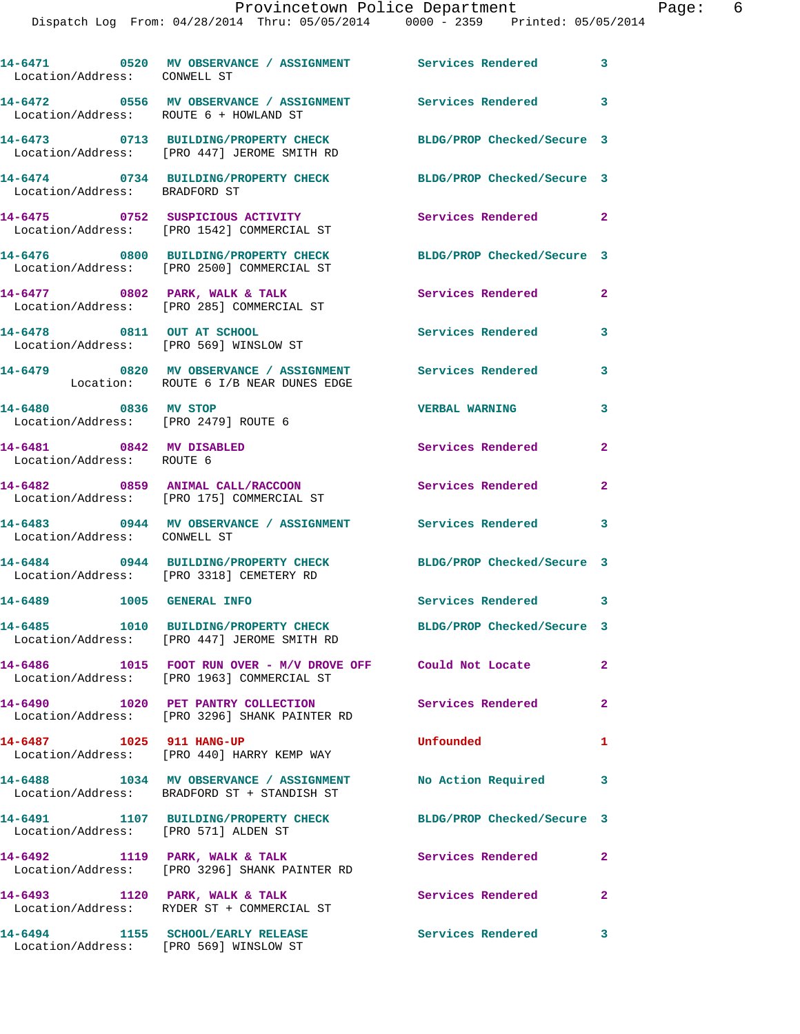```
14-6471        0520  MV OBSERVANCE / ASSIGNMENT       Services Rendered         3
   Location/Address:    CONWELL ST

14-6472        0556  MV OBSERVANCE / ASSIGNMENT       Services Rendered         3
   Location/Address:    ROUTE 6 + HOWLAND ST

14-6473        0713  BUILDING/PROPERTY CHECK          BLDG/PROP Checked/Secure  3
   Location/Address:    [PRO 447] JEROME SMITH RD

14-6474        0734  BUILDING/PROPERTY CHECK          BLDG/PROP Checked/Secure  3
   Location/Address:    BRADFORD ST

14-6475        0752  SUSPICIOUS ACTIVITY              Services Rendered         2
   Location/Address:    [PRO 1542] COMMERCIAL ST

14-6476        0800  BUILDING/PROPERTY CHECK          BLDG/PROP Checked/Secure  3
   Location/Address:    [PRO 2500] COMMERCIAL ST

14-6477        0802  PARK, WALK & TALK                Services Rendered         2
   Location/Address:    [PRO 285] COMMERCIAL ST

14-6478        0811  OUT AT SCHOOL                    Services Rendered         3
   Location/Address:    [PRO 569] WINSLOW ST

14-6479        0820  MV OBSERVANCE / ASSIGNMENT       Services Rendered         3
          Location:    ROUTE 6 I/B NEAR DUNES EDGE

14-6480        0836  MV STOP                          VERBAL WARNING            3
   Location/Address:    [PRO 2479] ROUTE 6

14-6481        0842  MV DISABLED                      Services Rendered         2
   Location/Address:    ROUTE 6

14-6482        0859  ANIMAL CALL/RACCOON              Services Rendered         2
   Location/Address:    [PRO 175] COMMERCIAL ST

14-6483        0944  MV OBSERVANCE / ASSIGNMENT       Services Rendered         3
   Location/Address:    CONWELL ST

14-6484        0944  BUILDING/PROPERTY CHECK          BLDG/PROP Checked/Secure  3
   Location/Address:    [PRO 3318] CEMETERY RD

14-6489        1005  GENERAL INFO                     Services Rendered         3

14-6485        1010  BUILDING/PROPERTY CHECK          BLDG/PROP Checked/Secure  3
   Location/Address:    [PRO 447] JEROME SMITH RD

14-6486        1015  FOOT RUN OVER - M/V DROVE OFF    Could Not Locate          2
   Location/Address:    [PRO 1963] COMMERCIAL ST

14-6490        1020  PET PANTRY COLLECTION            Services Rendered         2
   Location/Address:    [PRO 3296] SHANK PAINTER RD

14-6487        1025  911 HANG-UP                      Unfounded                 1
   Location/Address:    [PRO 440] HARRY KEMP WAY

14-6488        1034  MV OBSERVANCE / ASSIGNMENT       No Action Required        3
   Location/Address:    BRADFORD ST + STANDISH ST

14-6491        1107  BUILDING/PROPERTY CHECK          BLDG/PROP Checked/Secure  3
   Location/Address:    [PRO 571] ALDEN ST

14-6492        1119  PARK, WALK & TALK                Services Rendered         2
   Location/Address:    [PRO 3296] SHANK PAINTER RD

14-6493        1120  PARK, WALK & TALK                Services Rendered         2
   Location/Address:    RYDER ST + COMMERCIAL ST

14-6494        1155  SCHOOL/EARLY RELEASE             Services Rendered         3
   Location/Address:    [PRO 569] WINSLOW ST
```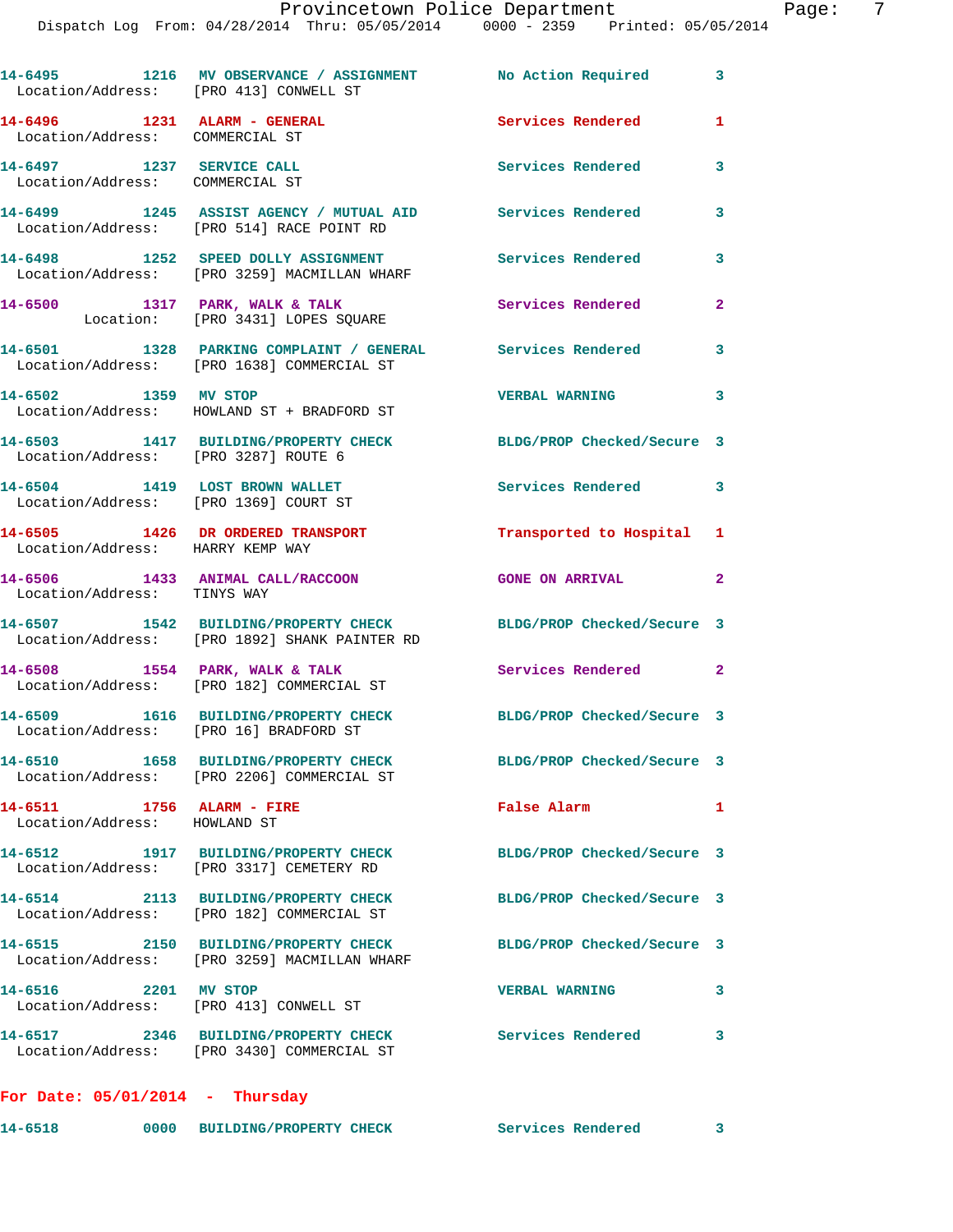14-6495 1216 MV OBSERVANCE / ASSIGNMENT No Action Required 3
Location/Address: [PRO 413] CONWELL ST

14-6496 1231 ALARM - GENERAL Services Rendered 1
Location/Address: COMMERCIAL ST

14-6497 1237 SERVICE CALL Services Rendered 3
Location/Address: COMMERCIAL ST

14-6499 1245 ASSIST AGENCY / MUTUAL AID Services Rendered 3
Location/Address: [PRO 514] RACE POINT RD

14-6498 1252 SPEED DOLLY ASSIGNMENT Services Rendered 3
Location/Address: [PRO 3259] MACMILLAN WHARF

14-6500 1317 PARK, WALK & TALK Services Rendered 2
Location: [PRO 3431] LOPES SQUARE

14-6501 1328 PARKING COMPLAINT / GENERAL Services Rendered 3
Location/Address: [PRO 1638] COMMERCIAL ST

14-6502 1359 MV STOP VERBAL WARNING 3
Location/Address: HOWLAND ST + BRADFORD ST

14-6503 1417 BUILDING/PROPERTY CHECK BLDG/PROP Checked/Secure 3
Location/Address: [PRO 3287] ROUTE 6

14-6504 1419 LOST BROWN WALLET Services Rendered 3
Location/Address: [PRO 1369] COURT ST

14-6505 1426 DR ORDERED TRANSPORT Transported to Hospital 1
Location/Address: HARRY KEMP WAY

14-6506 1433 ANIMAL CALL/RACCOON GONE ON ARRIVAL 2
Location/Address: TINYS WAY

14-6507 1542 BUILDING/PROPERTY CHECK BLDG/PROP Checked/Secure 3
Location/Address: [PRO 1892] SHANK PAINTER RD

14-6508 1554 PARK, WALK & TALK Services Rendered 2
Location/Address: [PRO 182] COMMERCIAL ST

14-6509 1616 BUILDING/PROPERTY CHECK BLDG/PROP Checked/Secure 3
Location/Address: [PRO 16] BRADFORD ST

14-6510 1658 BUILDING/PROPERTY CHECK BLDG/PROP Checked/Secure 3
Location/Address: [PRO 2206] COMMERCIAL ST

14-6511 1756 ALARM - FIRE False Alarm 1
Location/Address: HOWLAND ST

14-6512 1917 BUILDING/PROPERTY CHECK BLDG/PROP Checked/Secure 3
Location/Address: [PRO 3317] CEMETERY RD

14-6514 2113 BUILDING/PROPERTY CHECK BLDG/PROP Checked/Secure 3
Location/Address: [PRO 182] COMMERCIAL ST

14-6515 2150 BUILDING/PROPERTY CHECK BLDG/PROP Checked/Secure 3
Location/Address: [PRO 3259] MACMILLAN WHARF

14-6516 2201 MV STOP VERBAL WARNING 3
Location/Address: [PRO 413] CONWELL ST

14-6517 2346 BUILDING/PROPERTY CHECK Services Rendered 3
Location/Address: [PRO 3430] COMMERCIAL ST

**For Date: 05/01/2014 - Thursday**

14-6518 0000 BUILDING/PROPERTY CHECK Services Rendered 3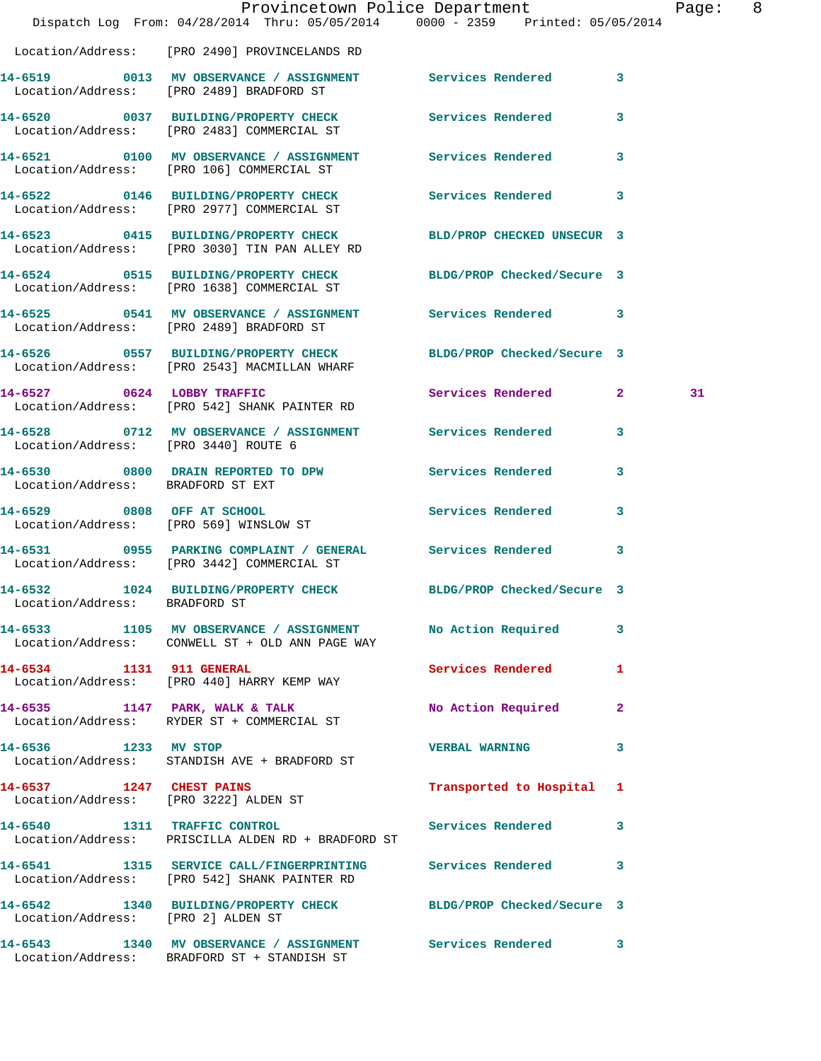Location/Address: [PRO 2490] PROVINCELANDS RD

| Call # | Time | Call Reason | Action | Priority | |
|---|---|---|---|---|---|
| 14-6519 | 0013 | MV OBSERVANCE / ASSIGNMENT | Services Rendered | 3 | |
| | | Location/Address: [PRO 2489] BRADFORD ST | | | |
| 14-6520 | 0037 | BUILDING/PROPERTY CHECK | Services Rendered | 3 | |
| | | Location/Address: [PRO 2483] COMMERCIAL ST | | | |
| 14-6521 | 0100 | MV OBSERVANCE / ASSIGNMENT | Services Rendered | 3 | |
| | | Location/Address: [PRO 106] COMMERCIAL ST | | | |
| 14-6522 | 0146 | BUILDING/PROPERTY CHECK | Services Rendered | 3 | |
| | | Location/Address: [PRO 2977] COMMERCIAL ST | | | |
| 14-6523 | 0415 | BUILDING/PROPERTY CHECK | BLD/PROP CHECKED UNSECUR | 3 | |
| | | Location/Address: [PRO 3030] TIN PAN ALLEY RD | | | |
| 14-6524 | 0515 | BUILDING/PROPERTY CHECK | BLDG/PROP Checked/Secure | 3 | |
| | | Location/Address: [PRO 1638] COMMERCIAL ST | | | |
| 14-6525 | 0541 | MV OBSERVANCE / ASSIGNMENT | Services Rendered | 3 | |
| | | Location/Address: [PRO 2489] BRADFORD ST | | | |
| 14-6526 | 0557 | BUILDING/PROPERTY CHECK | BLDG/PROP Checked/Secure | 3 | |
| | | Location/Address: [PRO 2543] MACMILLAN WHARF | | | |
| 14-6527 | 0624 | LOBBY TRAFFIC | Services Rendered | 2 | 31 |
| | | Location/Address: [PRO 542] SHANK PAINTER RD | | | |
| 14-6528 | 0712 | MV OBSERVANCE / ASSIGNMENT | Services Rendered | 3 | |
| | | Location/Address: [PRO 3440] ROUTE 6 | | | |
| 14-6530 | 0800 | DRAIN REPORTED TO DPW | Services Rendered | 3 | |
| | | Location/Address: BRADFORD ST EXT | | | |
| 14-6529 | 0808 | OFF AT SCHOOL | Services Rendered | 3 | |
| | | Location/Address: [PRO 569] WINSLOW ST | | | |
| 14-6531 | 0955 | PARKING COMPLAINT / GENERAL | Services Rendered | 3 | |
| | | Location/Address: [PRO 3442] COMMERCIAL ST | | | |
| 14-6532 | 1024 | BUILDING/PROPERTY CHECK | BLDG/PROP Checked/Secure | 3 | |
| | | Location/Address: BRADFORD ST | | | |
| 14-6533 | 1105 | MV OBSERVANCE / ASSIGNMENT | No Action Required | 3 | |
| | | Location/Address: CONWELL ST + OLD ANN PAGE WAY | | | |
| 14-6534 | 1131 | 911 GENERAL | Services Rendered | 1 | |
| | | Location/Address: [PRO 440] HARRY KEMP WAY | | | |
| 14-6535 | 1147 | PARK, WALK & TALK | No Action Required | 2 | |
| | | Location/Address: RYDER ST + COMMERCIAL ST | | | |
| 14-6536 | 1233 | MV STOP | VERBAL WARNING | 3 | |
| | | Location/Address: STANDISH AVE + BRADFORD ST | | | |
| 14-6537 | 1247 | CHEST PAINS | Transported to Hospital | 1 | |
| | | Location/Address: [PRO 3222] ALDEN ST | | | |
| 14-6540 | 1311 | TRAFFIC CONTROL | Services Rendered | 3 | |
| | | Location/Address: PRISCILLA ALDEN RD + BRADFORD ST | | | |
| 14-6541 | 1315 | SERVICE CALL/FINGERPRINTING | Services Rendered | 3 | |
| | | Location/Address: [PRO 542] SHANK PAINTER RD | | | |
| 14-6542 | 1340 | BUILDING/PROPERTY CHECK | BLDG/PROP Checked/Secure | 3 | |
| | | Location/Address: [PRO 2] ALDEN ST | | | |
| 14-6543 | 1340 | MV OBSERVANCE / ASSIGNMENT | Services Rendered | 3 | |
| | | Location/Address: BRADFORD ST + STANDISH ST | | | |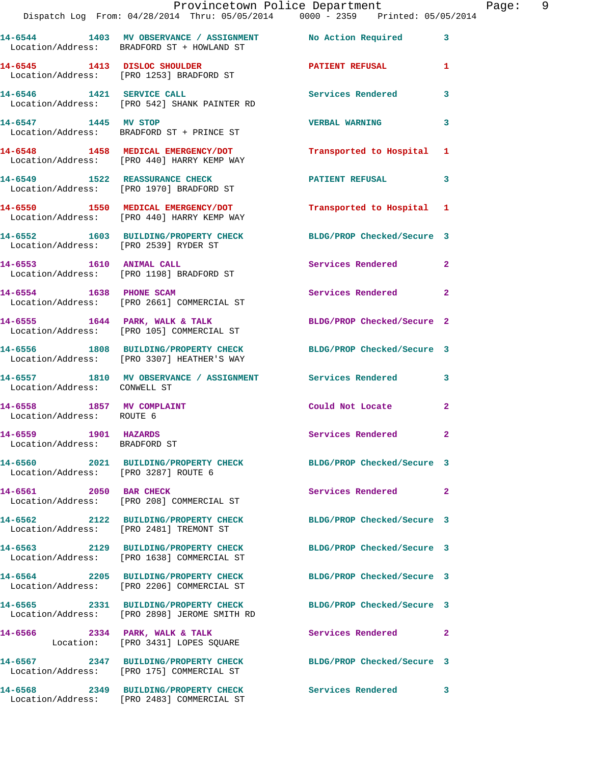Dispatch Log From: 04/28/2014 Thru: 05/05/2014 0000 - 2359 Printed: 05/05/2014

| Call Number | Time | Call Reason | Action | Priority |
|---|---|---|---|---|
| 14-6544 | 1403 | MV OBSERVANCE / ASSIGNMENT | No Action Required | 3 |
| Location/Address: | | BRADFORD ST + HOWLAND ST | | |
| 14-6545 | 1413 | DISLOC SHOULDER | PATIENT REFUSAL | 1 |
| Location/Address: | | [PRO 1253] BRADFORD ST | | |
| 14-6546 | 1421 | SERVICE CALL | Services Rendered | 3 |
| Location/Address: | | [PRO 542] SHANK PAINTER RD | | |
| 14-6547 | 1445 | MV STOP | VERBAL WARNING | 3 |
| Location/Address: | | BRADFORD ST + PRINCE ST | | |
| 14-6548 | 1458 | MEDICAL EMERGENCY/DOT | Transported to Hospital | 1 |
| Location/Address: | | [PRO 440] HARRY KEMP WAY | | |
| 14-6549 | 1522 | REASSURANCE CHECK | PATIENT REFUSAL | 3 |
| Location/Address: | | [PRO 1970] BRADFORD ST | | |
| 14-6550 | 1550 | MEDICAL EMERGENCY/DOT | Transported to Hospital | 1 |
| Location/Address: | | [PRO 440] HARRY KEMP WAY | | |
| 14-6552 | 1603 | BUILDING/PROPERTY CHECK | BLDG/PROP Checked/Secure | 3 |
| Location/Address: | | [PRO 2539] RYDER ST | | |
| 14-6553 | 1610 | ANIMAL CALL | Services Rendered | 2 |
| Location/Address: | | [PRO 1198] BRADFORD ST | | |
| 14-6554 | 1638 | PHONE SCAM | Services Rendered | 2 |
| Location/Address: | | [PRO 2661] COMMERCIAL ST | | |
| 14-6555 | 1644 | PARK, WALK & TALK | BLDG/PROP Checked/Secure | 2 |
| Location/Address: | | [PRO 105] COMMERCIAL ST | | |
| 14-6556 | 1808 | BUILDING/PROPERTY CHECK | BLDG/PROP Checked/Secure | 3 |
| Location/Address: | | [PRO 3307] HEATHER'S WAY | | |
| 14-6557 | 1810 | MV OBSERVANCE / ASSIGNMENT | Services Rendered | 3 |
| Location/Address: | | CONWELL ST | | |
| 14-6558 | 1857 | MV COMPLAINT | Could Not Locate | 2 |
| Location/Address: | | ROUTE 6 | | |
| 14-6559 | 1901 | HAZARDS | Services Rendered | 2 |
| Location/Address: | | BRADFORD ST | | |
| 14-6560 | 2021 | BUILDING/PROPERTY CHECK | BLDG/PROP Checked/Secure | 3 |
| Location/Address: | | [PRO 3287] ROUTE 6 | | |
| 14-6561 | 2050 | BAR CHECK | Services Rendered | 2 |
| Location/Address: | | [PRO 208] COMMERCIAL ST | | |
| 14-6562 | 2122 | BUILDING/PROPERTY CHECK | BLDG/PROP Checked/Secure | 3 |
| Location/Address: | | [PRO 2481] TREMONT ST | | |
| 14-6563 | 2129 | BUILDING/PROPERTY CHECK | BLDG/PROP Checked/Secure | 3 |
| Location/Address: | | [PRO 1638] COMMERCIAL ST | | |
| 14-6564 | 2205 | BUILDING/PROPERTY CHECK | BLDG/PROP Checked/Secure | 3 |
| Location/Address: | | [PRO 2206] COMMERCIAL ST | | |
| 14-6565 | 2331 | BUILDING/PROPERTY CHECK | BLDG/PROP Checked/Secure | 3 |
| Location/Address: | | [PRO 2898] JEROME SMITH RD | | |
| 14-6566 | 2334 | PARK, WALK & TALK | Services Rendered | 2 |
| Location: | | [PRO 3431] LOPES SQUARE | | |
| 14-6567 | 2347 | BUILDING/PROPERTY CHECK | BLDG/PROP Checked/Secure | 3 |
| Location/Address: | | [PRO 175] COMMERCIAL ST | | |
| 14-6568 | 2349 | BUILDING/PROPERTY CHECK | Services Rendered | 3 |
| Location/Address: | | [PRO 2483] COMMERCIAL ST | | |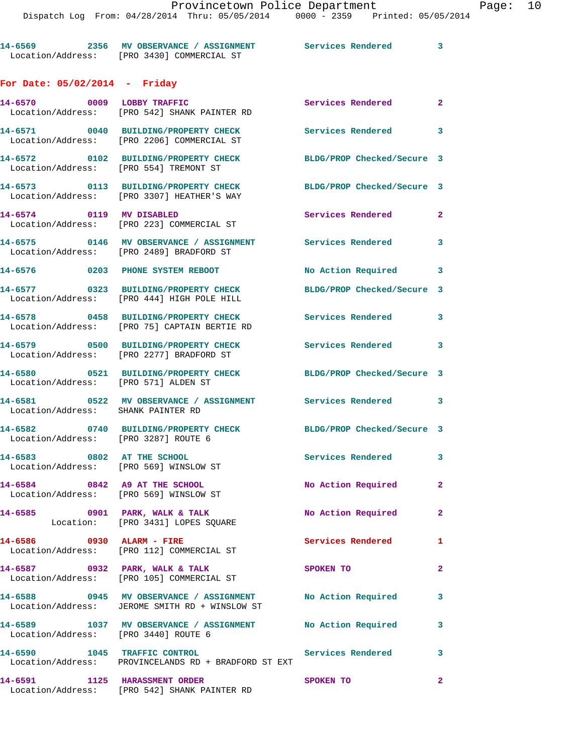14-6569 2356 MV OBSERVANCE / ASSIGNMENT Services Rendered 3
Location/Address: [PRO 3430] COMMERCIAL ST

## For Date: 05/02/2014 - Friday

14-6570 0009 LOBBY TRAFFIC Services Rendered 2
Location/Address: [PRO 542] SHANK PAINTER RD

14-6571 0040 BUILDING/PROPERTY CHECK Services Rendered 3
Location/Address: [PRO 2206] COMMERCIAL ST

14-6572 0102 BUILDING/PROPERTY CHECK BLDG/PROP Checked/Secure 3
Location/Address: [PRO 554] TREMONT ST

14-6573 0113 BUILDING/PROPERTY CHECK BLDG/PROP Checked/Secure 3
Location/Address: [PRO 3307] HEATHER'S WAY

14-6574 0119 MV DISABLED Services Rendered 2
Location/Address: [PRO 223] COMMERCIAL ST

14-6575 0146 MV OBSERVANCE / ASSIGNMENT Services Rendered 3
Location/Address: [PRO 2489] BRADFORD ST

14-6576 0203 PHONE SYSTEM REBOOT No Action Required 3

14-6577 0323 BUILDING/PROPERTY CHECK BLDG/PROP Checked/Secure 3
Location/Address: [PRO 444] HIGH POLE HILL

14-6578 0458 BUILDING/PROPERTY CHECK Services Rendered 3
Location/Address: [PRO 75] CAPTAIN BERTIE RD

14-6579 0500 BUILDING/PROPERTY CHECK Services Rendered 3
Location/Address: [PRO 2277] BRADFORD ST

14-6580 0521 BUILDING/PROPERTY CHECK BLDG/PROP Checked/Secure 3
Location/Address: [PRO 571] ALDEN ST

14-6581 0522 MV OBSERVANCE / ASSIGNMENT Services Rendered 3
Location/Address: SHANK PAINTER RD

14-6582 0740 BUILDING/PROPERTY CHECK BLDG/PROP Checked/Secure 3
Location/Address: [PRO 3287] ROUTE 6

14-6583 0802 AT THE SCHOOL Services Rendered 3
Location/Address: [PRO 569] WINSLOW ST

14-6584 0842 A9 AT THE SCHOOL No Action Required 2
Location/Address: [PRO 569] WINSLOW ST

14-6585 0901 PARK, WALK & TALK No Action Required 2
Location: [PRO 3431] LOPES SQUARE

14-6586 0930 ALARM - FIRE Services Rendered 1
Location/Address: [PRO 112] COMMERCIAL ST

14-6587 0932 PARK, WALK & TALK SPOKEN TO 2
Location/Address: [PRO 105] COMMERCIAL ST

14-6588 0945 MV OBSERVANCE / ASSIGNMENT No Action Required 3
Location/Address: JEROME SMITH RD + WINSLOW ST

14-6589 1037 MV OBSERVANCE / ASSIGNMENT No Action Required 3
Location/Address: [PRO 3440] ROUTE 6

14-6590 1045 TRAFFIC CONTROL Services Rendered 3
Location/Address: PROVINCELANDS RD + BRADFORD ST EXT

14-6591 1125 HARASSMENT ORDER SPOKEN TO 2
Location/Address: [PRO 542] SHANK PAINTER RD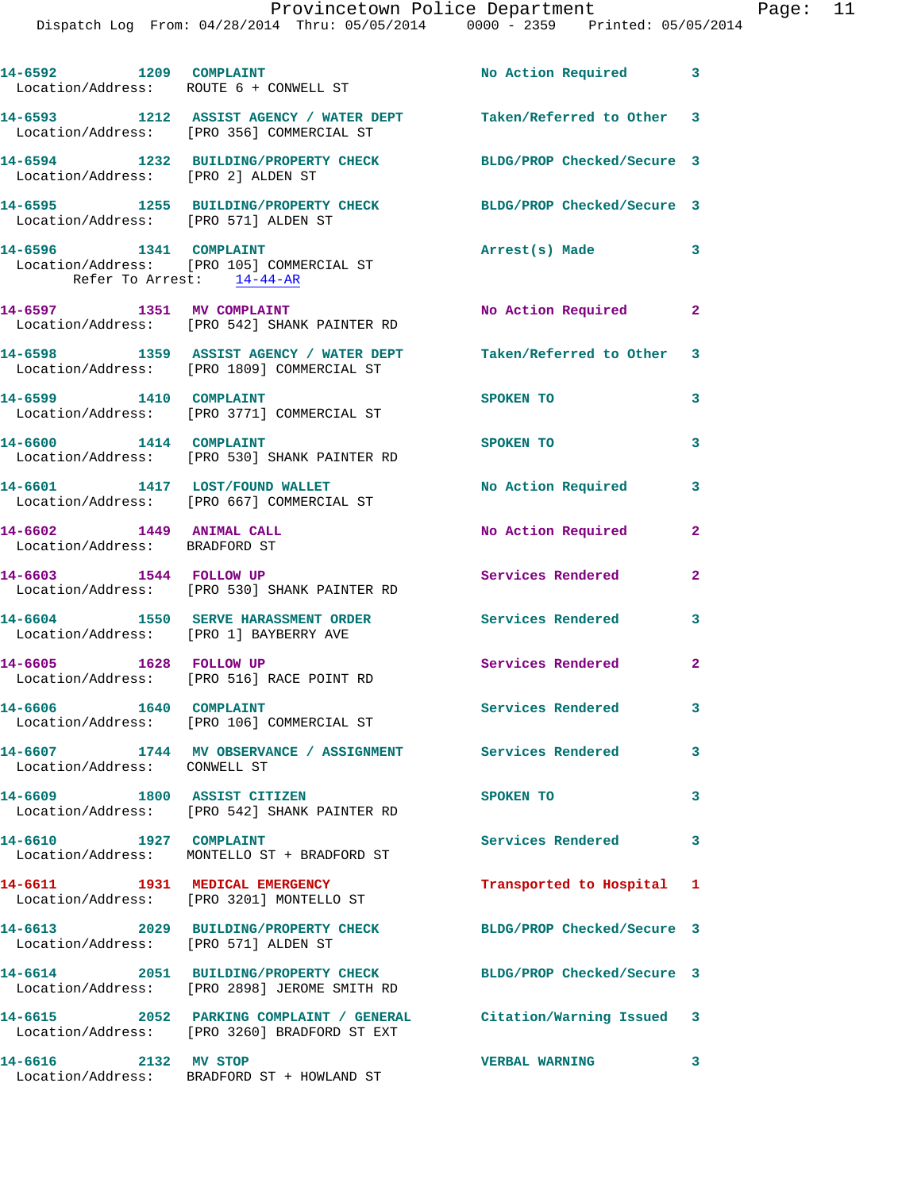| Call # | Time | Call Reason | Action | Priority |
|---|---|---|---|---|
| 14-6592 | 1209 | COMPLAINT | No Action Required | 3 |
| Location/Address: ROUTE 6 + CONWELL ST | | | | |
| 14-6593 | 1212 | ASSIST AGENCY / WATER DEPT | Taken/Referred to Other | 3 |
| Location/Address: [PRO 356] COMMERCIAL ST | | | | |
| 14-6594 | 1232 | BUILDING/PROPERTY CHECK | BLDG/PROP Checked/Secure | 3 |
| Location/Address: [PRO 2] ALDEN ST | | | | |
| 14-6595 | 1255 | BUILDING/PROPERTY CHECK | BLDG/PROP Checked/Secure | 3 |
| Location/Address: [PRO 571] ALDEN ST | | | | |
| 14-6596 | 1341 | COMPLAINT | Arrest(s) Made | 3 |
| Location/Address: [PRO 105] COMMERCIAL ST | | | | |
| Refer To Arrest: 14-44-AR | | | | |
| 14-6597 | 1351 | MV COMPLAINT | No Action Required | 2 |
| Location/Address: [PRO 542] SHANK PAINTER RD | | | | |
| 14-6598 | 1359 | ASSIST AGENCY / WATER DEPT | Taken/Referred to Other | 3 |
| Location/Address: [PRO 1809] COMMERCIAL ST | | | | |
| 14-6599 | 1410 | COMPLAINT | SPOKEN TO | 3 |
| Location/Address: [PRO 3771] COMMERCIAL ST | | | | |
| 14-6600 | 1414 | COMPLAINT | SPOKEN TO | 3 |
| Location/Address: [PRO 530] SHANK PAINTER RD | | | | |
| 14-6601 | 1417 | LOST/FOUND WALLET | No Action Required | 3 |
| Location/Address: [PRO 667] COMMERCIAL ST | | | | |
| 14-6602 | 1449 | ANIMAL CALL | No Action Required | 2 |
| Location/Address: BRADFORD ST | | | | |
| 14-6603 | 1544 | FOLLOW UP | Services Rendered | 2 |
| Location/Address: [PRO 530] SHANK PAINTER RD | | | | |
| 14-6604 | 1550 | SERVE HARASSMENT ORDER | Services Rendered | 3 |
| Location/Address: [PRO 1] BAYBERRY AVE | | | | |
| 14-6605 | 1628 | FOLLOW UP | Services Rendered | 2 |
| Location/Address: [PRO 516] RACE POINT RD | | | | |
| 14-6606 | 1640 | COMPLAINT | Services Rendered | 3 |
| Location/Address: [PRO 106] COMMERCIAL ST | | | | |
| 14-6607 | 1744 | MV OBSERVANCE / ASSIGNMENT | Services Rendered | 3 |
| Location/Address: CONWELL ST | | | | |
| 14-6609 | 1800 | ASSIST CITIZEN | SPOKEN TO | 3 |
| Location/Address: [PRO 542] SHANK PAINTER RD | | | | |
| 14-6610 | 1927 | COMPLAINT | Services Rendered | 3 |
| Location/Address: MONTELLO ST + BRADFORD ST | | | | |
| 14-6611 | 1931 | MEDICAL EMERGENCY | Transported to Hospital | 1 |
| Location/Address: [PRO 3201] MONTELLO ST | | | | |
| 14-6613 | 2029 | BUILDING/PROPERTY CHECK | BLDG/PROP Checked/Secure | 3 |
| Location/Address: [PRO 571] ALDEN ST | | | | |
| 14-6614 | 2051 | BUILDING/PROPERTY CHECK | BLDG/PROP Checked/Secure | 3 |
| Location/Address: [PRO 2898] JEROME SMITH RD | | | | |
| 14-6615 | 2052 | PARKING COMPLAINT / GENERAL | Citation/Warning Issued | 3 |
| Location/Address: [PRO 3260] BRADFORD ST EXT | | | | |
| 14-6616 | 2132 | MV STOP | VERBAL WARNING | 3 |
| Location/Address: BRADFORD ST + HOWLAND ST | | | | |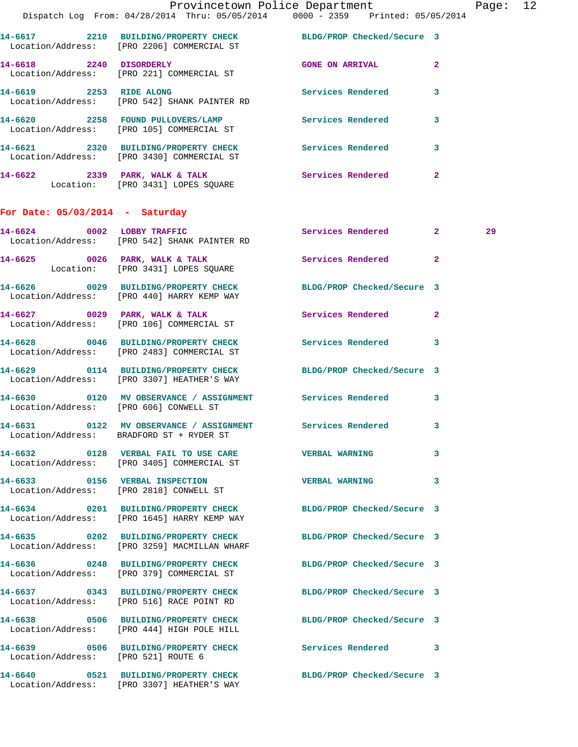14-6617 2210 BUILDING/PROPERTY CHECK BLDG/PROP Checked/Secure 3
Location/Address: [PRO 2206] COMMERCIAL ST

14-6618 2240 DISORDERLY GONE ON ARRIVAL 2
Location/Address: [PRO 221] COMMERCIAL ST

14-6619 2253 RIDE ALONG Services Rendered 3
Location/Address: [PRO 542] SHANK PAINTER RD

14-6620 2258 FOUND PULLOVERS/LAMP Services Rendered 3
Location/Address: [PRO 105] COMMERCIAL ST

14-6621 2320 BUILDING/PROPERTY CHECK Services Rendered 3
Location/Address: [PRO 3430] COMMERCIAL ST

14-6622 2339 PARK, WALK & TALK Services Rendered 2
Location: [PRO 3431] LOPES SQUARE

## For Date: 05/03/2014 - Saturday

14-6624 0002 LOBBY TRAFFIC Services Rendered 2 29
Location/Address: [PRO 542] SHANK PAINTER RD

14-6625 0026 PARK, WALK & TALK Services Rendered 2
Location: [PRO 3431] LOPES SQUARE

14-6626 0029 BUILDING/PROPERTY CHECK BLDG/PROP Checked/Secure 3
Location/Address: [PRO 440] HARRY KEMP WAY

14-6627 0029 PARK, WALK & TALK Services Rendered 2
Location/Address: [PRO 106] COMMERCIAL ST

14-6628 0046 BUILDING/PROPERTY CHECK Services Rendered 3
Location/Address: [PRO 2483] COMMERCIAL ST

14-6629 0114 BUILDING/PROPERTY CHECK BLDG/PROP Checked/Secure 3
Location/Address: [PRO 3307] HEATHER'S WAY

14-6630 0120 MV OBSERVANCE / ASSIGNMENT Services Rendered 3
Location/Address: [PRO 606] CONWELL ST

14-6631 0122 MV OBSERVANCE / ASSIGNMENT Services Rendered 3
Location/Address: BRADFORD ST + RYDER ST

14-6632 0128 VERBAL FAIL TO USE CARE VERBAL WARNING 3
Location/Address: [PRO 3405] COMMERCIAL ST

14-6633 0156 VERBAL INSPECTION VERBAL WARNING 3
Location/Address: [PRO 2818] CONWELL ST

14-6634 0201 BUILDING/PROPERTY CHECK BLDG/PROP Checked/Secure 3
Location/Address: [PRO 1645] HARRY KEMP WAY

14-6635 0202 BUILDING/PROPERTY CHECK BLDG/PROP Checked/Secure 3
Location/Address: [PRO 3259] MACMILLAN WHARF

14-6636 0248 BUILDING/PROPERTY CHECK BLDG/PROP Checked/Secure 3
Location/Address: [PRO 379] COMMERCIAL ST

14-6637 0343 BUILDING/PROPERTY CHECK BLDG/PROP Checked/Secure 3
Location/Address: [PRO 516] RACE POINT RD

14-6638 0506 BUILDING/PROPERTY CHECK BLDG/PROP Checked/Secure 3
Location/Address: [PRO 444] HIGH POLE HILL

14-6639 0506 BUILDING/PROPERTY CHECK Services Rendered 3
Location/Address: [PRO 521] ROUTE 6

14-6640 0521 BUILDING/PROPERTY CHECK BLDG/PROP Checked/Secure 3
Location/Address: [PRO 3307] HEATHER'S WAY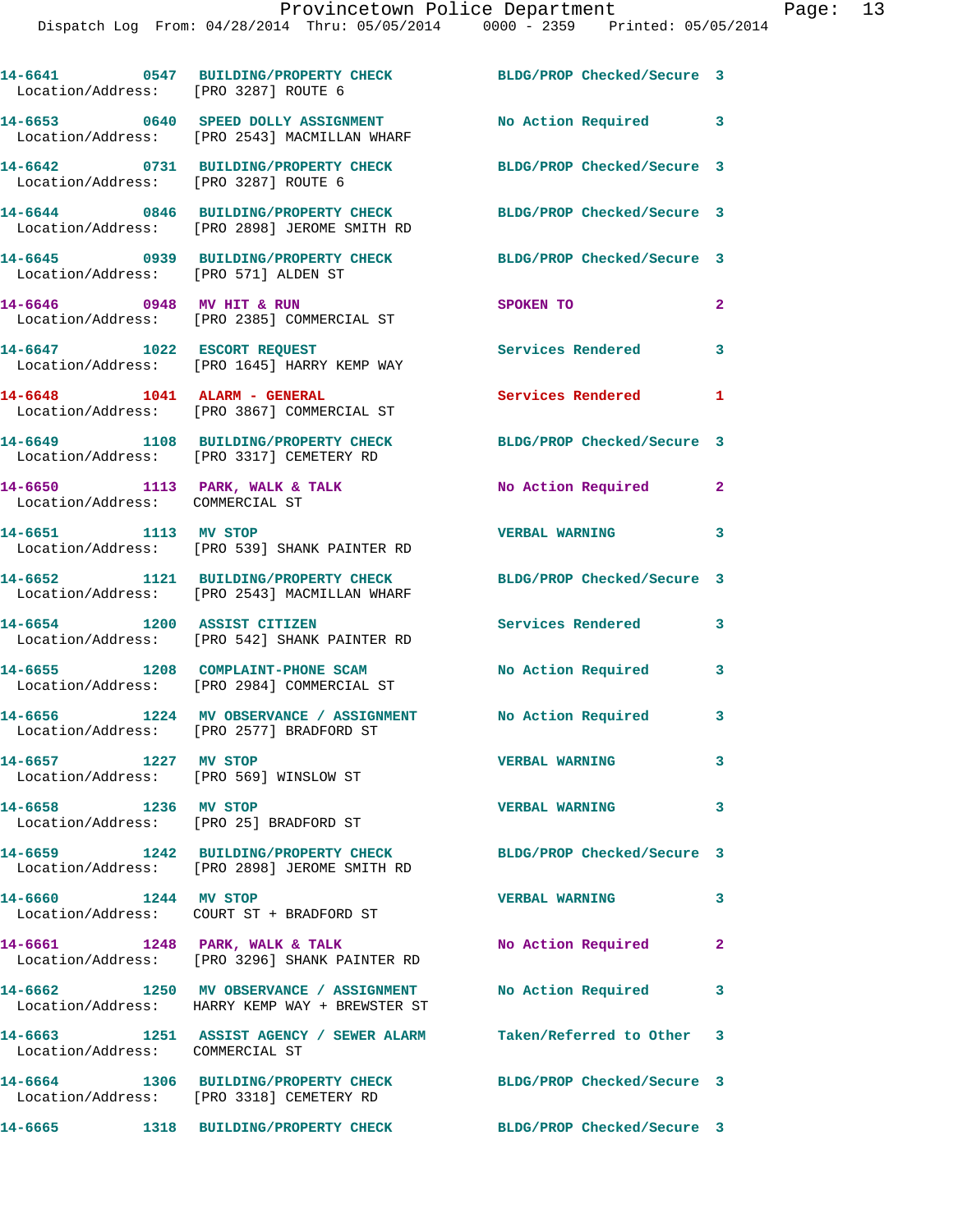14-6641 0547 BUILDING/PROPERTY CHECK BLDG/PROP Checked/Secure 3
Location/Address: [PRO 3287] ROUTE 6

14-6653 0640 SPEED DOLLY ASSIGNMENT No Action Required 3
Location/Address: [PRO 2543] MACMILLAN WHARF

14-6642 0731 BUILDING/PROPERTY CHECK BLDG/PROP Checked/Secure 3
Location/Address: [PRO 3287] ROUTE 6

14-6644 0846 BUILDING/PROPERTY CHECK BLDG/PROP Checked/Secure 3
Location/Address: [PRO 2898] JEROME SMITH RD

14-6645 0939 BUILDING/PROPERTY CHECK BLDG/PROP Checked/Secure 3
Location/Address: [PRO 571] ALDEN ST

14-6646 0948 MV HIT & RUN SPOKEN TO 2
Location/Address: [PRO 2385] COMMERCIAL ST

14-6647 1022 ESCORT REQUEST Services Rendered 3
Location/Address: [PRO 1645] HARRY KEMP WAY

14-6648 1041 ALARM - GENERAL Services Rendered 1
Location/Address: [PRO 3867] COMMERCIAL ST

14-6649 1108 BUILDING/PROPERTY CHECK BLDG/PROP Checked/Secure 3
Location/Address: [PRO 3317] CEMETERY RD

14-6650 1113 PARK, WALK & TALK No Action Required 2
Location/Address: COMMERCIAL ST

14-6651 1113 MV STOP VERBAL WARNING 3
Location/Address: [PRO 539] SHANK PAINTER RD

14-6652 1121 BUILDING/PROPERTY CHECK BLDG/PROP Checked/Secure 3
Location/Address: [PRO 2543] MACMILLAN WHARF

14-6654 1200 ASSIST CITIZEN Services Rendered 3
Location/Address: [PRO 542] SHANK PAINTER RD

14-6655 1208 COMPLAINT-PHONE SCAM No Action Required 3
Location/Address: [PRO 2984] COMMERCIAL ST

14-6656 1224 MV OBSERVANCE / ASSIGNMENT No Action Required 3
Location/Address: [PRO 2577] BRADFORD ST

14-6657 1227 MV STOP VERBAL WARNING 3
Location/Address: [PRO 569] WINSLOW ST

14-6658 1236 MV STOP VERBAL WARNING 3
Location/Address: [PRO 25] BRADFORD ST

14-6659 1242 BUILDING/PROPERTY CHECK BLDG/PROP Checked/Secure 3
Location/Address: [PRO 2898] JEROME SMITH RD

14-6660 1244 MV STOP VERBAL WARNING 3
Location/Address: COURT ST + BRADFORD ST

14-6661 1248 PARK, WALK & TALK No Action Required 2
Location/Address: [PRO 3296] SHANK PAINTER RD

14-6662 1250 MV OBSERVANCE / ASSIGNMENT No Action Required 3
Location/Address: HARRY KEMP WAY + BREWSTER ST

14-6663 1251 ASSIST AGENCY / SEWER ALARM Taken/Referred to Other 3
Location/Address: COMMERCIAL ST

14-6664 1306 BUILDING/PROPERTY CHECK BLDG/PROP Checked/Secure 3
Location/Address: [PRO 3318] CEMETERY RD

14-6665 1318 BUILDING/PROPERTY CHECK BLDG/PROP Checked/Secure 3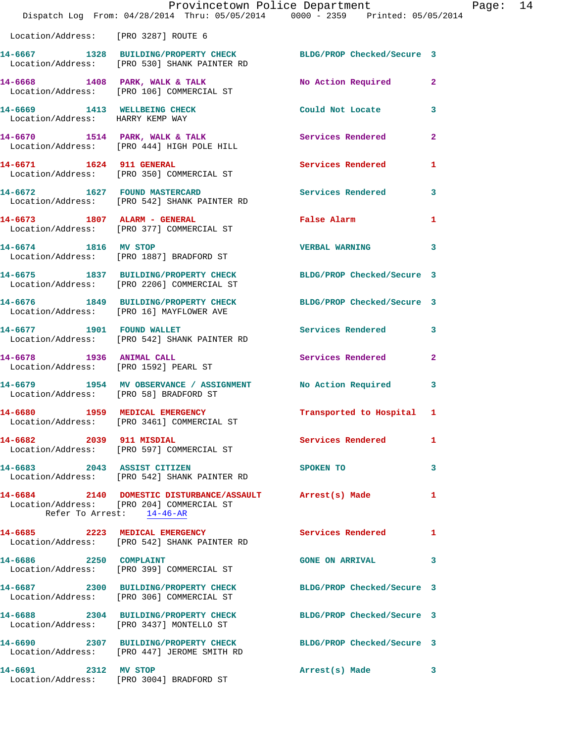Location/Address: [PRO 3287] ROUTE 6

| Call Number | Time | Call Reason | Action | Priority |
|---|---|---|---|---|
| 14-6667 | 1328 | BUILDING/PROPERTY CHECK | BLDG/PROP Checked/Secure | 3 |
| | | Location/Address: [PRO 530] SHANK PAINTER RD | | |
| 14-6668 | 1408 | PARK, WALK & TALK | No Action Required | 2 |
| | | Location/Address: [PRO 106] COMMERCIAL ST | | |
| 14-6669 | 1413 | WELLBEING CHECK | Could Not Locate | 3 |
| | | Location/Address: HARRY KEMP WAY | | |
| 14-6670 | 1514 | PARK, WALK & TALK | Services Rendered | 2 |
| | | Location/Address: [PRO 444] HIGH POLE HILL | | |
| 14-6671 | 1624 | 911 GENERAL | Services Rendered | 1 |
| | | Location/Address: [PRO 350] COMMERCIAL ST | | |
| 14-6672 | 1627 | FOUND MASTERCARD | Services Rendered | 3 |
| | | Location/Address: [PRO 542] SHANK PAINTER RD | | |
| 14-6673 | 1807 | ALARM - GENERAL | False Alarm | 1 |
| | | Location/Address: [PRO 377] COMMERCIAL ST | | |
| 14-6674 | 1816 | MV STOP | VERBAL WARNING | 3 |
| | | Location/Address: [PRO 1887] BRADFORD ST | | |
| 14-6675 | 1837 | BUILDING/PROPERTY CHECK | BLDG/PROP Checked/Secure | 3 |
| | | Location/Address: [PRO 2206] COMMERCIAL ST | | |
| 14-6676 | 1849 | BUILDING/PROPERTY CHECK | BLDG/PROP Checked/Secure | 3 |
| | | Location/Address: [PRO 16] MAYFLOWER AVE | | |
| 14-6677 | 1901 | FOUND WALLET | Services Rendered | 3 |
| | | Location/Address: [PRO 542] SHANK PAINTER RD | | |
| 14-6678 | 1936 | ANIMAL CALL | Services Rendered | 2 |
| | | Location/Address: [PRO 1592] PEARL ST | | |
| 14-6679 | 1954 | MV OBSERVANCE / ASSIGNMENT | No Action Required | 3 |
| | | Location/Address: [PRO 58] BRADFORD ST | | |
| 14-6680 | 1959 | MEDICAL EMERGENCY | Transported to Hospital | 1 |
| | | Location/Address: [PRO 3461] COMMERCIAL ST | | |
| 14-6682 | 2039 | 911 MISDIAL | Services Rendered | 1 |
| | | Location/Address: [PRO 597] COMMERCIAL ST | | |
| 14-6683 | 2043 | ASSIST CITIZEN | SPOKEN TO | 3 |
| | | Location/Address: [PRO 542] SHANK PAINTER RD | | |
| 14-6684 | 2140 | DOMESTIC DISTURBANCE/ASSAULT | Arrest(s) Made | 1 |
| | | Location/Address: [PRO 204] COMMERCIAL ST | | |
| | | Refer To Arrest: 14-46-AR | | |
| 14-6685 | 2223 | MEDICAL EMERGENCY | Services Rendered | 1 |
| | | Location/Address: [PRO 542] SHANK PAINTER RD | | |
| 14-6686 | 2250 | COMPLAINT | GONE ON ARRIVAL | 3 |
| | | Location/Address: [PRO 399] COMMERCIAL ST | | |
| 14-6687 | 2300 | BUILDING/PROPERTY CHECK | BLDG/PROP Checked/Secure | 3 |
| | | Location/Address: [PRO 306] COMMERCIAL ST | | |
| 14-6688 | 2304 | BUILDING/PROPERTY CHECK | BLDG/PROP Checked/Secure | 3 |
| | | Location/Address: [PRO 3437] MONTELLO ST | | |
| 14-6690 | 2307 | BUILDING/PROPERTY CHECK | BLDG/PROP Checked/Secure | 3 |
| | | Location/Address: [PRO 447] JEROME SMITH RD | | |
| 14-6691 | 2312 | MV STOP | Arrest(s) Made | 3 |
| | | Location/Address: [PRO 3004] BRADFORD ST | | |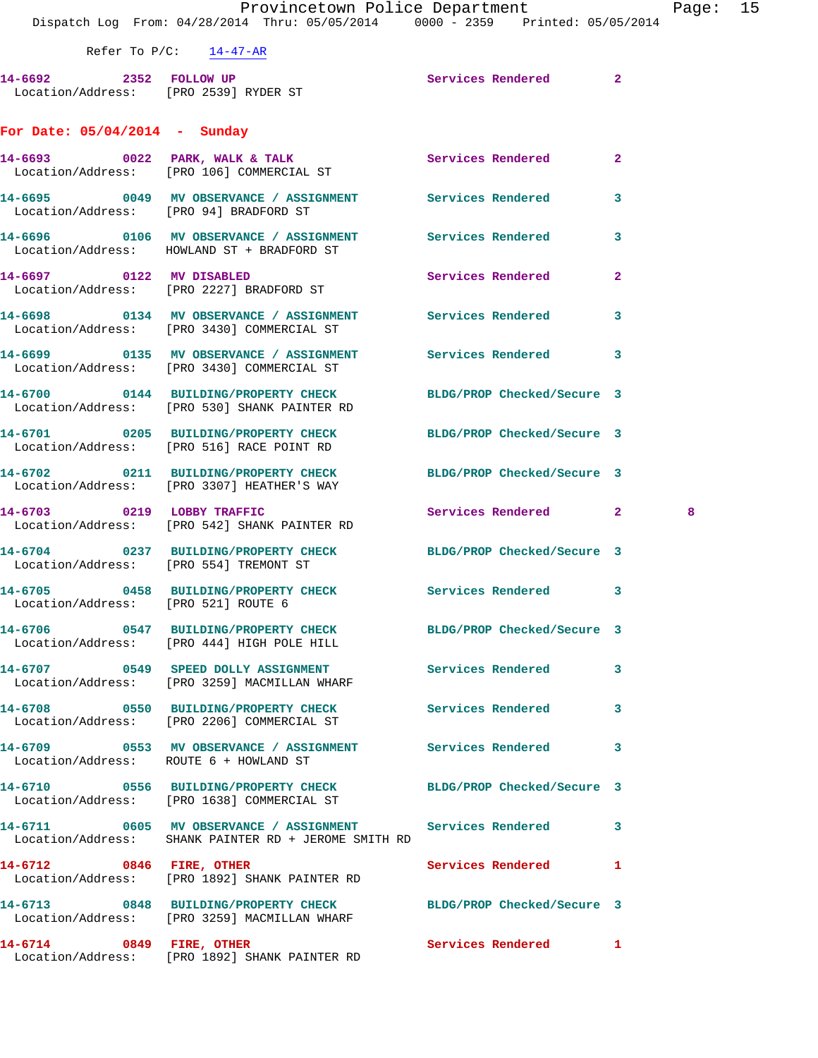Refer To P/C: 14-47-AR

14-6692 2352 FOLLOW UP Services Rendered 2
Location/Address: [PRO 2539] RYDER ST

## For Date: 05/04/2014 - Sunday

14-6693 0022 PARK, WALK & TALK Services Rendered 2
Location/Address: [PRO 106] COMMERCIAL ST

14-6695 0049 MV OBSERVANCE / ASSIGNMENT Services Rendered 3
Location/Address: [PRO 94] BRADFORD ST

14-6696 0106 MV OBSERVANCE / ASSIGNMENT Services Rendered 3
Location/Address: HOWLAND ST + BRADFORD ST

14-6697 0122 MV DISABLED Services Rendered 2
Location/Address: [PRO 2227] BRADFORD ST

14-6698 0134 MV OBSERVANCE / ASSIGNMENT Services Rendered 3
Location/Address: [PRO 3430] COMMERCIAL ST

14-6699 0135 MV OBSERVANCE / ASSIGNMENT Services Rendered 3
Location/Address: [PRO 3430] COMMERCIAL ST

14-6700 0144 BUILDING/PROPERTY CHECK BLDG/PROP Checked/Secure 3
Location/Address: [PRO 530] SHANK PAINTER RD

14-6701 0205 BUILDING/PROPERTY CHECK BLDG/PROP Checked/Secure 3
Location/Address: [PRO 516] RACE POINT RD

14-6702 0211 BUILDING/PROPERTY CHECK BLDG/PROP Checked/Secure 3
Location/Address: [PRO 3307] HEATHER'S WAY

14-6703 0219 LOBBY TRAFFIC Services Rendered 2 8
Location/Address: [PRO 542] SHANK PAINTER RD

14-6704 0237 BUILDING/PROPERTY CHECK BLDG/PROP Checked/Secure 3
Location/Address: [PRO 554] TREMONT ST

14-6705 0458 BUILDING/PROPERTY CHECK Services Rendered 3
Location/Address: [PRO 521] ROUTE 6

14-6706 0547 BUILDING/PROPERTY CHECK BLDG/PROP Checked/Secure 3
Location/Address: [PRO 444] HIGH POLE HILL

14-6707 0549 SPEED DOLLY ASSIGNMENT Services Rendered 3
Location/Address: [PRO 3259] MACMILLAN WHARF

14-6708 0550 BUILDING/PROPERTY CHECK Services Rendered 3
Location/Address: [PRO 2206] COMMERCIAL ST

14-6709 0553 MV OBSERVANCE / ASSIGNMENT Services Rendered 3
Location/Address: ROUTE 6 + HOWLAND ST

14-6710 0556 BUILDING/PROPERTY CHECK BLDG/PROP Checked/Secure 3
Location/Address: [PRO 1638] COMMERCIAL ST

14-6711 0605 MV OBSERVANCE / ASSIGNMENT Services Rendered 3
Location/Address: SHANK PAINTER RD + JEROME SMITH RD

14-6712 0846 FIRE, OTHER Services Rendered 1
Location/Address: [PRO 1892] SHANK PAINTER RD

14-6713 0848 BUILDING/PROPERTY CHECK BLDG/PROP Checked/Secure 3
Location/Address: [PRO 3259] MACMILLAN WHARF

14-6714 0849 FIRE, OTHER Services Rendered 1
Location/Address: [PRO 1892] SHANK PAINTER RD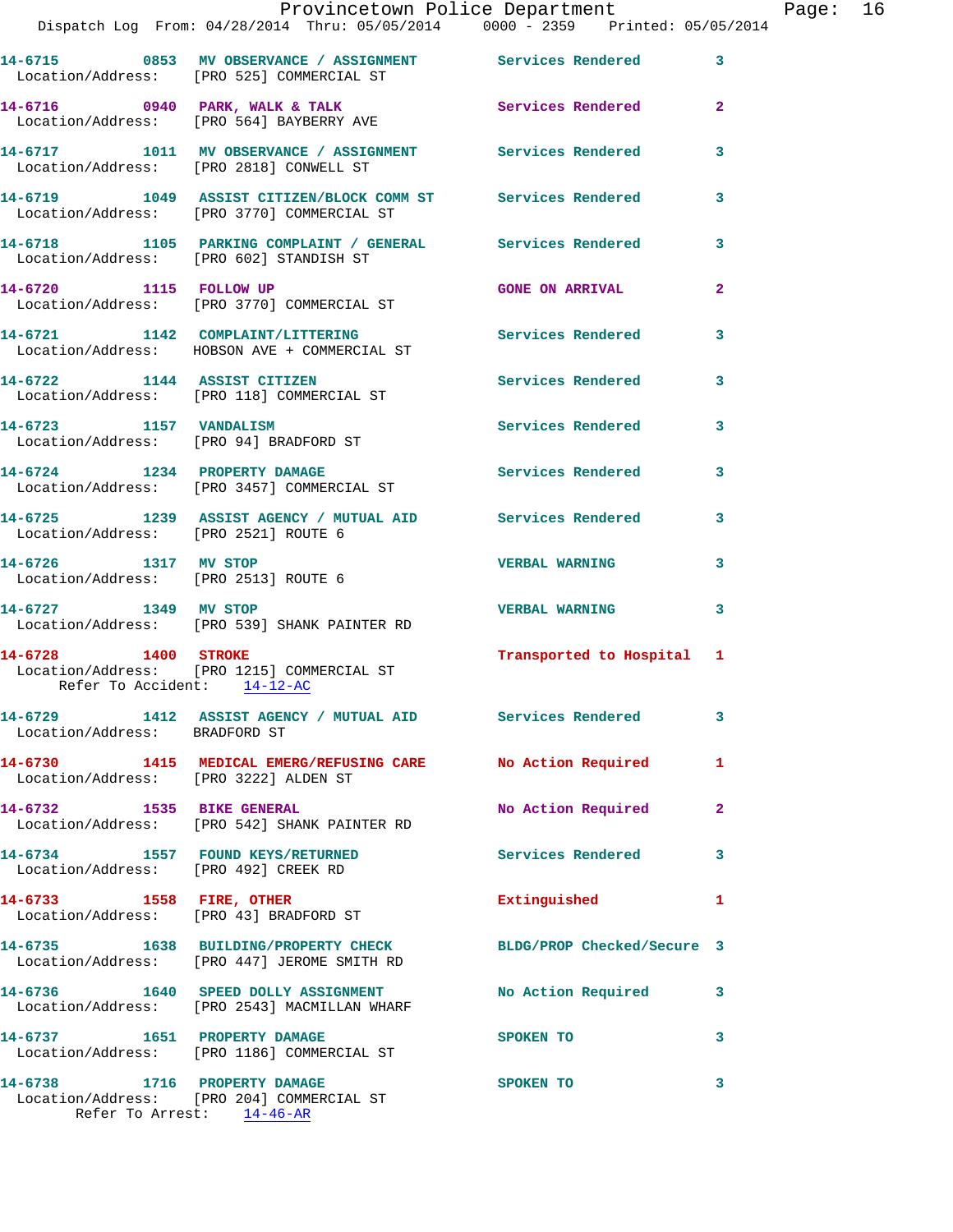14-6715 0853 MV OBSERVANCE / ASSIGNMENT Services Rendered 3
Location/Address: [PRO 525] COMMERCIAL ST

14-6716 0940 PARK, WALK & TALK Services Rendered 2
Location/Address: [PRO 564] BAYBERRY AVE

14-6717 1011 MV OBSERVANCE / ASSIGNMENT Services Rendered 3
Location/Address: [PRO 2818] CONWELL ST

14-6719 1049 ASSIST CITIZEN/BLOCK COMM ST Services Rendered 3
Location/Address: [PRO 3770] COMMERCIAL ST

14-6718 1105 PARKING COMPLAINT / GENERAL Services Rendered 3
Location/Address: [PRO 602] STANDISH ST

14-6720 1115 FOLLOW UP GONE ON ARRIVAL 2
Location/Address: [PRO 3770] COMMERCIAL ST

14-6721 1142 COMPLAINT/LITTERING Services Rendered 3
Location/Address: HOBSON AVE + COMMERCIAL ST

14-6722 1144 ASSIST CITIZEN Services Rendered 3
Location/Address: [PRO 118] COMMERCIAL ST

14-6723 1157 VANDALISM Services Rendered 3
Location/Address: [PRO 94] BRADFORD ST

14-6724 1234 PROPERTY DAMAGE Services Rendered 3
Location/Address: [PRO 3457] COMMERCIAL ST

14-6725 1239 ASSIST AGENCY / MUTUAL AID Services Rendered 3
Location/Address: [PRO 2521] ROUTE 6

14-6726 1317 MV STOP VERBAL WARNING 3
Location/Address: [PRO 2513] ROUTE 6

14-6727 1349 MV STOP VERBAL WARNING 3
Location/Address: [PRO 539] SHANK PAINTER RD

14-6728 1400 STROKE Transported to Hospital 1
Location/Address: [PRO 1215] COMMERCIAL ST
Refer To Accident: 14-12-AC

14-6729 1412 ASSIST AGENCY / MUTUAL AID Services Rendered 3
Location/Address: BRADFORD ST

14-6730 1415 MEDICAL EMERG/REFUSING CARE No Action Required 1
Location/Address: [PRO 3222] ALDEN ST

14-6732 1535 BIKE GENERAL No Action Required 2
Location/Address: [PRO 542] SHANK PAINTER RD

14-6734 1557 FOUND KEYS/RETURNED Services Rendered 3
Location/Address: [PRO 492] CREEK RD

14-6733 1558 FIRE, OTHER Extinguished 1
Location/Address: [PRO 43] BRADFORD ST

14-6735 1638 BUILDING/PROPERTY CHECK BLDG/PROP Checked/Secure 3
Location/Address: [PRO 447] JEROME SMITH RD

14-6736 1640 SPEED DOLLY ASSIGNMENT No Action Required 3
Location/Address: [PRO 2543] MACMILLAN WHARF

14-6737 1651 PROPERTY DAMAGE SPOKEN TO 3
Location/Address: [PRO 1186] COMMERCIAL ST

14-6738 1716 PROPERTY DAMAGE SPOKEN TO 3
Location/Address: [PRO 204] COMMERCIAL ST
Refer To Arrest: 14-46-AR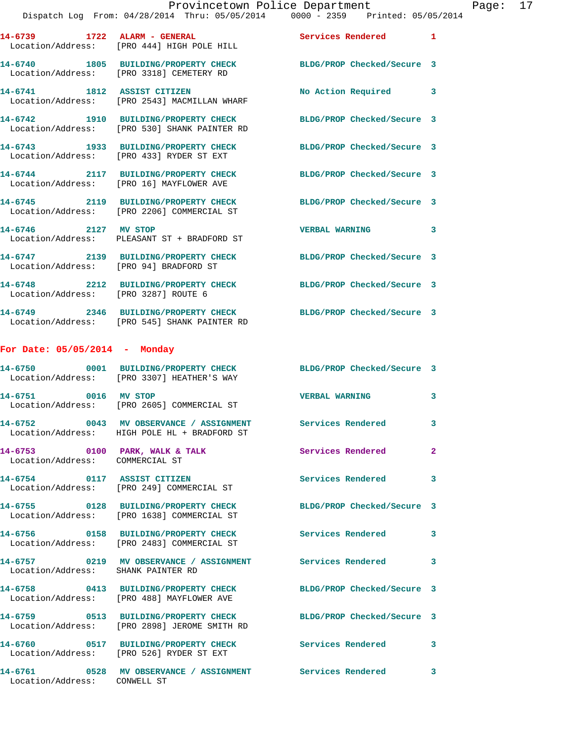14-6739 1722 ALARM - GENERAL Services Rendered 1
Location/Address: [PRO 444] HIGH POLE HILL

14-6740 1805 BUILDING/PROPERTY CHECK BLDG/PROP Checked/Secure 3
Location/Address: [PRO 3318] CEMETERY RD

14-6741 1812 ASSIST CITIZEN No Action Required 3
Location/Address: [PRO 2543] MACMILLAN WHARF

14-6742 1910 BUILDING/PROPERTY CHECK BLDG/PROP Checked/Secure 3
Location/Address: [PRO 530] SHANK PAINTER RD

14-6743 1933 BUILDING/PROPERTY CHECK BLDG/PROP Checked/Secure 3
Location/Address: [PRO 433] RYDER ST EXT

14-6744 2117 BUILDING/PROPERTY CHECK BLDG/PROP Checked/Secure 3
Location/Address: [PRO 16] MAYFLOWER AVE

14-6745 2119 BUILDING/PROPERTY CHECK BLDG/PROP Checked/Secure 3
Location/Address: [PRO 2206] COMMERCIAL ST

14-6746 2127 MV STOP VERBAL WARNING 3
Location/Address: PLEASANT ST + BRADFORD ST

14-6747 2139 BUILDING/PROPERTY CHECK BLDG/PROP Checked/Secure 3
Location/Address: [PRO 94] BRADFORD ST

14-6748 2212 BUILDING/PROPERTY CHECK BLDG/PROP Checked/Secure 3
Location/Address: [PRO 3287] ROUTE 6

14-6749 2346 BUILDING/PROPERTY CHECK BLDG/PROP Checked/Secure 3
Location/Address: [PRO 545] SHANK PAINTER RD

**For Date: 05/05/2014 - Monday**

14-6750 0001 BUILDING/PROPERTY CHECK BLDG/PROP Checked/Secure 3
Location/Address: [PRO 3307] HEATHER'S WAY

14-6751 0016 MV STOP VERBAL WARNING 3
Location/Address: [PRO 2605] COMMERCIAL ST

14-6752 0043 MV OBSERVANCE / ASSIGNMENT Services Rendered 3
Location/Address: HIGH POLE HL + BRADFORD ST

14-6753 0100 PARK, WALK & TALK Services Rendered 2
Location/Address: COMMERCIAL ST

14-6754 0117 ASSIST CITIZEN Services Rendered 3
Location/Address: [PRO 249] COMMERCIAL ST

14-6755 0128 BUILDING/PROPERTY CHECK BLDG/PROP Checked/Secure 3
Location/Address: [PRO 1638] COMMERCIAL ST

14-6756 0158 BUILDING/PROPERTY CHECK Services Rendered 3
Location/Address: [PRO 2483] COMMERCIAL ST

14-6757 0219 MV OBSERVANCE / ASSIGNMENT Services Rendered 3
Location/Address: SHANK PAINTER RD

14-6758 0413 BUILDING/PROPERTY CHECK BLDG/PROP Checked/Secure 3
Location/Address: [PRO 488] MAYFLOWER AVE

14-6759 0513 BUILDING/PROPERTY CHECK BLDG/PROP Checked/Secure 3
Location/Address: [PRO 2898] JEROME SMITH RD

14-6760 0517 BUILDING/PROPERTY CHECK Services Rendered 3
Location/Address: [PRO 526] RYDER ST EXT

14-6761 0528 MV OBSERVANCE / ASSIGNMENT Services Rendered 3
Location/Address: CONWELL ST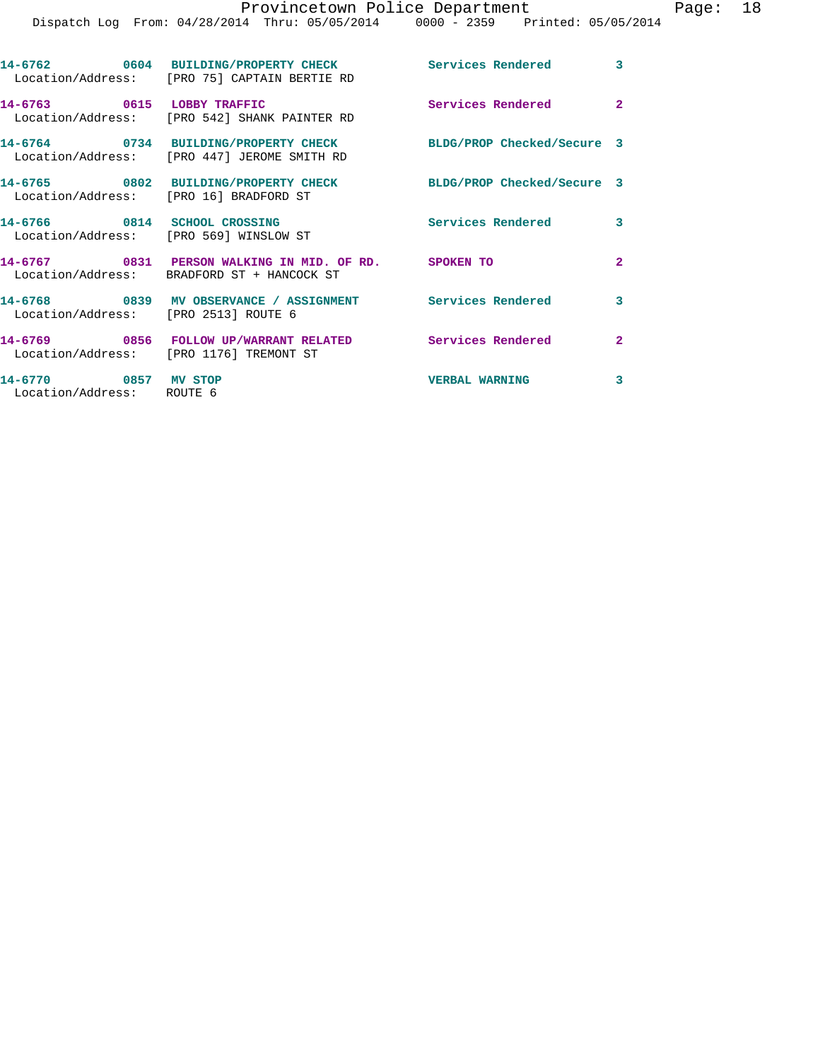Provincetown Police Department
Dispatch Log From: 04/28/2014 Thru: 05/05/2014 0000 - 2359 Printed: 05/05/2014

**14-6762** 0604 BUILDING/PROPERTY CHECK Services Rendered 3
Location/Address: [PRO 75] CAPTAIN BERTIE RD

**14-6763** 0615 LOBBY TRAFFIC Services Rendered 2
Location/Address: [PRO 542] SHANK PAINTER RD

**14-6764** 0734 BUILDING/PROPERTY CHECK BLDG/PROP Checked/Secure 3
Location/Address: [PRO 447] JEROME SMITH RD

**14-6765** 0802 BUILDING/PROPERTY CHECK BLDG/PROP Checked/Secure 3
Location/Address: [PRO 16] BRADFORD ST

**14-6766** 0814 SCHOOL CROSSING Services Rendered 3
Location/Address: [PRO 569] WINSLOW ST

**14-6767** 0831 PERSON WALKING IN MID. OF RD. SPOKEN TO 2
Location/Address: BRADFORD ST + HANCOCK ST

**14-6768** 0839 MV OBSERVANCE / ASSIGNMENT Services Rendered 3
Location/Address: [PRO 2513] ROUTE 6

**14-6769** 0856 FOLLOW UP/WARRANT RELATED Services Rendered 2
Location/Address: [PRO 1176] TREMONT ST

**14-6770** 0857 MV STOP VERBAL WARNING 3
Location/Address: ROUTE 6